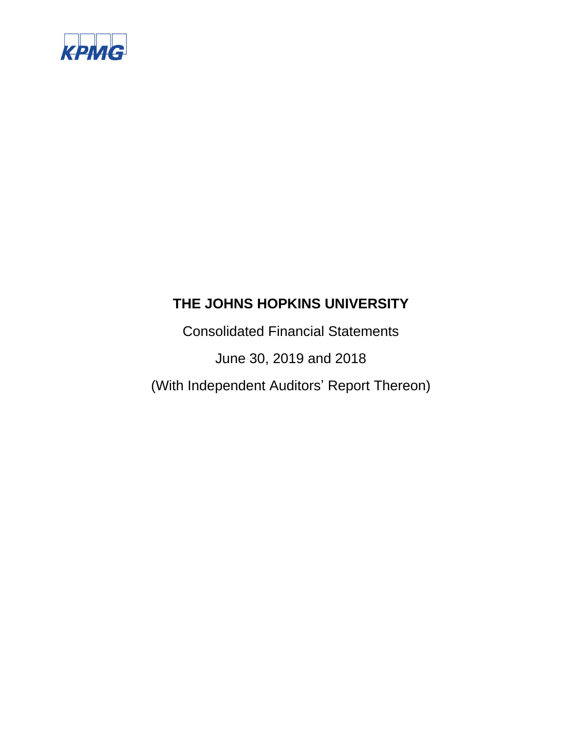KPMG

# THE JOHNS HOPKINS UNIVERSITY

Consolidated Financial Statements

June 30, 2019 and 2018

(With Independent Auditors’ Report Thereon)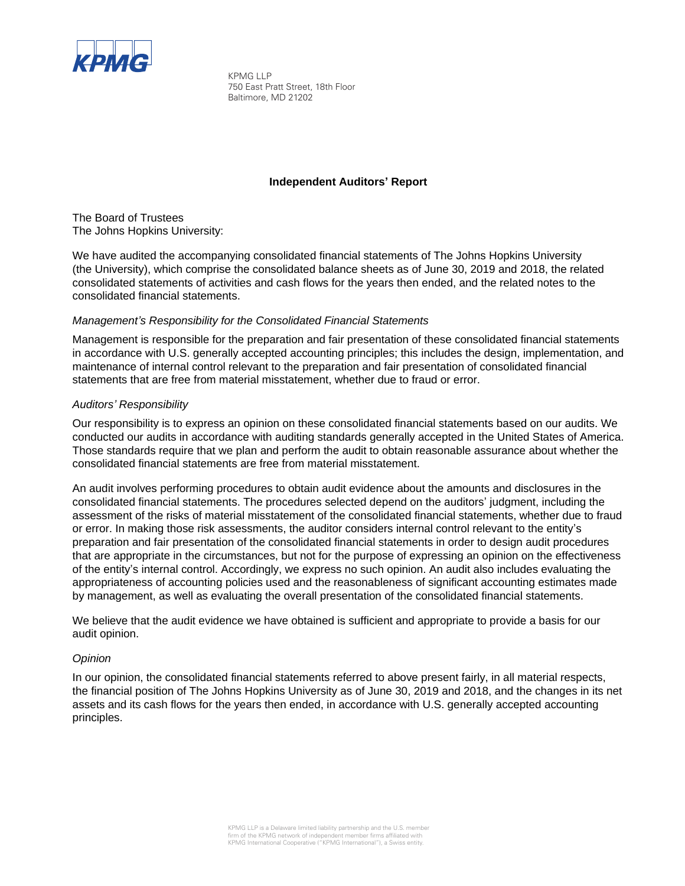KPMG LLP
750 East Pratt Street, 18th Floor
Baltimore, MD 21202

## Independent Auditors' Report

The Board of Trustees
The Johns Hopkins University:

We have audited the accompanying consolidated financial statements of The Johns Hopkins University (the University), which comprise the consolidated balance sheets as of June 30, 2019 and 2018, the related consolidated statements of activities and cash flows for the years then ended, and the related notes to the consolidated financial statements.

*Management's Responsibility for the Consolidated Financial Statements*

Management is responsible for the preparation and fair presentation of these consolidated financial statements in accordance with U.S. generally accepted accounting principles; this includes the design, implementation, and maintenance of internal control relevant to the preparation and fair presentation of consolidated financial statements that are free from material misstatement, whether due to fraud or error.

*Auditors' Responsibility*

Our responsibility is to express an opinion on these consolidated financial statements based on our audits. We conducted our audits in accordance with auditing standards generally accepted in the United States of America. Those standards require that we plan and perform the audit to obtain reasonable assurance about whether the consolidated financial statements are free from material misstatement.

An audit involves performing procedures to obtain audit evidence about the amounts and disclosures in the consolidated financial statements. The procedures selected depend on the auditors' judgment, including the assessment of the risks of material misstatement of the consolidated financial statements, whether due to fraud or error. In making those risk assessments, the auditor considers internal control relevant to the entity's preparation and fair presentation of the consolidated financial statements in order to design audit procedures that are appropriate in the circumstances, but not for the purpose of expressing an opinion on the effectiveness of the entity's internal control. Accordingly, we express no such opinion. An audit also includes evaluating the appropriateness of accounting policies used and the reasonableness of significant accounting estimates made by management, as well as evaluating the overall presentation of the consolidated financial statements.

We believe that the audit evidence we have obtained is sufficient and appropriate to provide a basis for our audit opinion.

*Opinion*

In our opinion, the consolidated financial statements referred to above present fairly, in all material respects, the financial position of The Johns Hopkins University as of June 30, 2019 and 2018, and the changes in its net assets and its cash flows for the years then ended, in accordance with U.S. generally accepted accounting principles.

KPMG LLP is a Delaware limited liability partnership and the U.S. member firm of the KPMG network of independent member firms affiliated with KPMG International Cooperative ("KPMG International"), a Swiss entity.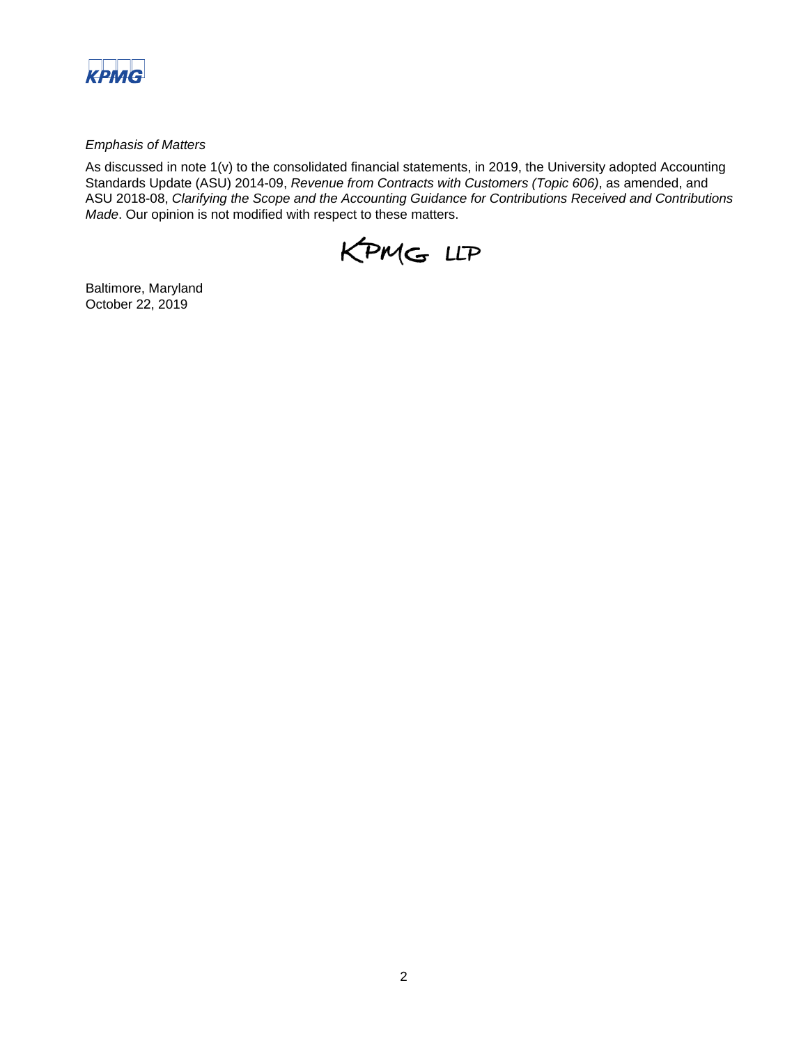*Emphasis of Matters*

As discussed in note 1(v) to the consolidated financial statements, in 2019, the University adopted Accounting Standards Update (ASU) 2014-09, *Revenue from Contracts with Customers (Topic 606)*, as amended, and ASU 2018-08, *Clarifying the Scope and the Accounting Guidance for Contributions Received and Contributions Made*. Our opinion is not modified with respect to these matters.

KPMG LLP

Baltimore, Maryland
October 22, 2019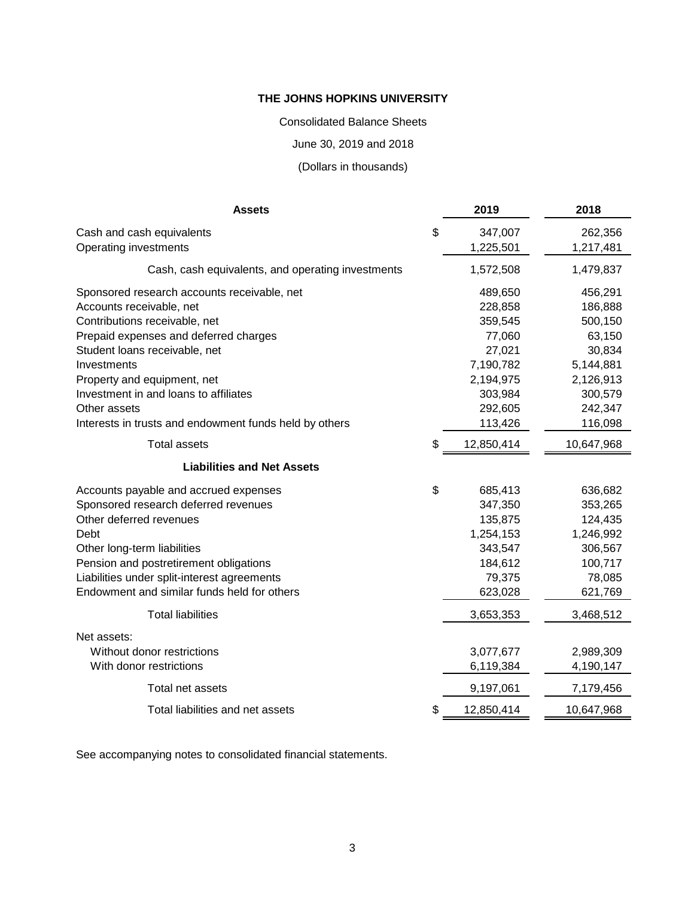**THE JOHNS HOPKINS UNIVERSITY**

Consolidated Balance Sheets

June 30, 2019 and 2018

(Dollars in thousands)

| Assets | | 2019 | 2018 |
|---|---|---|---|
| Cash and cash equivalents | $ | 347,007 | 262,356 |
| Operating investments | | 1,225,501 | 1,217,481 |
| Cash, cash equivalents, and operating investments | | 1,572,508 | 1,479,837 |
| Sponsored research accounts receivable, net | | 489,650 | 456,291 |
| Accounts receivable, net | | 228,858 | 186,888 |
| Contributions receivable, net | | 359,545 | 500,150 |
| Prepaid expenses and deferred charges | | 77,060 | 63,150 |
| Student loans receivable, net | | 27,021 | 30,834 |
| Investments | | 7,190,782 | 5,144,881 |
| Property and equipment, net | | 2,194,975 | 2,126,913 |
| Investment in and loans to affiliates | | 303,984 | 300,579 |
| Other assets | | 292,605 | 242,347 |
| Interests in trusts and endowment funds held by others | | 113,426 | 116,098 |
| Total assets | $ | 12,850,414 | 10,647,968 |
| **Liabilities and Net Assets** | | | |
| Accounts payable and accrued expenses | $ | 685,413 | 636,682 |
| Sponsored research deferred revenues | | 347,350 | 353,265 |
| Other deferred revenues | | 135,875 | 124,435 |
| Debt | | 1,254,153 | 1,246,992 |
| Other long-term liabilities | | 343,547 | 306,567 |
| Pension and postretirement obligations | | 184,612 | 100,717 |
| Liabilities under split-interest agreements | | 79,375 | 78,085 |
| Endowment and similar funds held for others | | 623,028 | 621,769 |
| Total liabilities | | 3,653,353 | 3,468,512 |
| Net assets: | | | |
| Without donor restrictions | | 3,077,677 | 2,989,309 |
| With donor restrictions | | 6,119,384 | 4,190,147 |
| Total net assets | | 9,197,061 | 7,179,456 |
| Total liabilities and net assets | $ | 12,850,414 | 10,647,968 |

See accompanying notes to consolidated financial statements.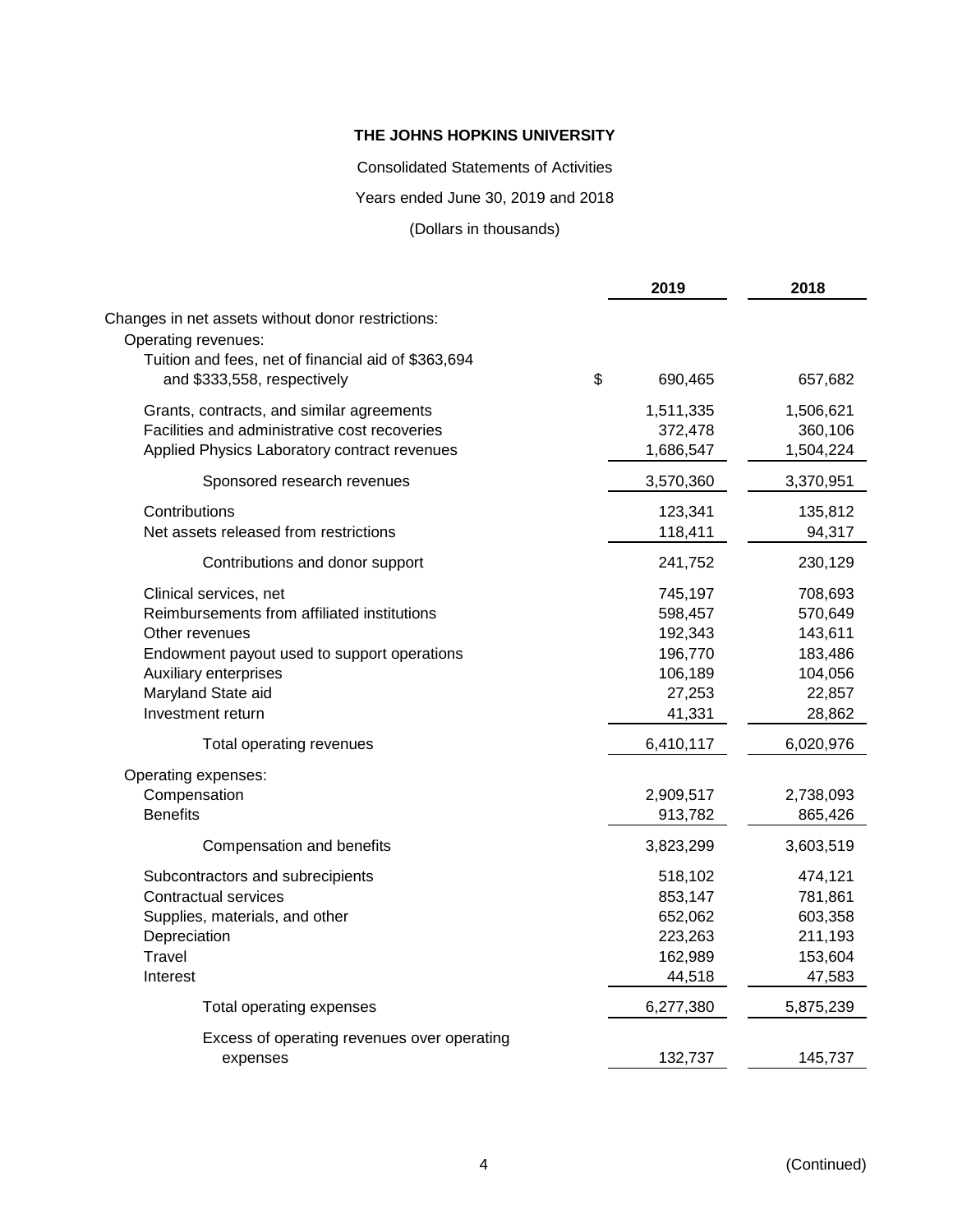**THE JOHNS HOPKINS UNIVERSITY**

Consolidated Statements of Activities

Years ended June 30, 2019 and 2018

(Dollars in thousands)

| | 2019 | 2018 |
|---|---|---|
| Changes in net assets without donor restrictions: | | |
| Operating revenues: | | |
| Tuition and fees, net of financial aid of $363,694 and $333,558, respectively | $ 690,465 | 657,682 |
| Grants, contracts, and similar agreements | 1,511,335 | 1,506,621 |
| Facilities and administrative cost recoveries | 372,478 | 360,106 |
| Applied Physics Laboratory contract revenues | 1,686,547 | 1,504,224 |
| Sponsored research revenues | 3,570,360 | 3,370,951 |
| Contributions | 123,341 | 135,812 |
| Net assets released from restrictions | 118,411 | 94,317 |
| Contributions and donor support | 241,752 | 230,129 |
| Clinical services, net | 745,197 | 708,693 |
| Reimbursements from affiliated institutions | 598,457 | 570,649 |
| Other revenues | 192,343 | 143,611 |
| Endowment payout used to support operations | 196,770 | 183,486 |
| Auxiliary enterprises | 106,189 | 104,056 |
| Maryland State aid | 27,253 | 22,857 |
| Investment return | 41,331 | 28,862 |
| Total operating revenues | 6,410,117 | 6,020,976 |
| Operating expenses: | | |
| Compensation | 2,909,517 | 2,738,093 |
| Benefits | 913,782 | 865,426 |
| Compensation and benefits | 3,823,299 | 3,603,519 |
| Subcontractors and subrecipients | 518,102 | 474,121 |
| Contractual services | 853,147 | 781,861 |
| Supplies, materials, and other | 652,062 | 603,358 |
| Depreciation | 223,263 | 211,193 |
| Travel | 162,989 | 153,604 |
| Interest | 44,518 | 47,583 |
| Total operating expenses | 6,277,380 | 5,875,239 |
| Excess of operating revenues over operating expenses | 132,737 | 145,737 |

(Continued)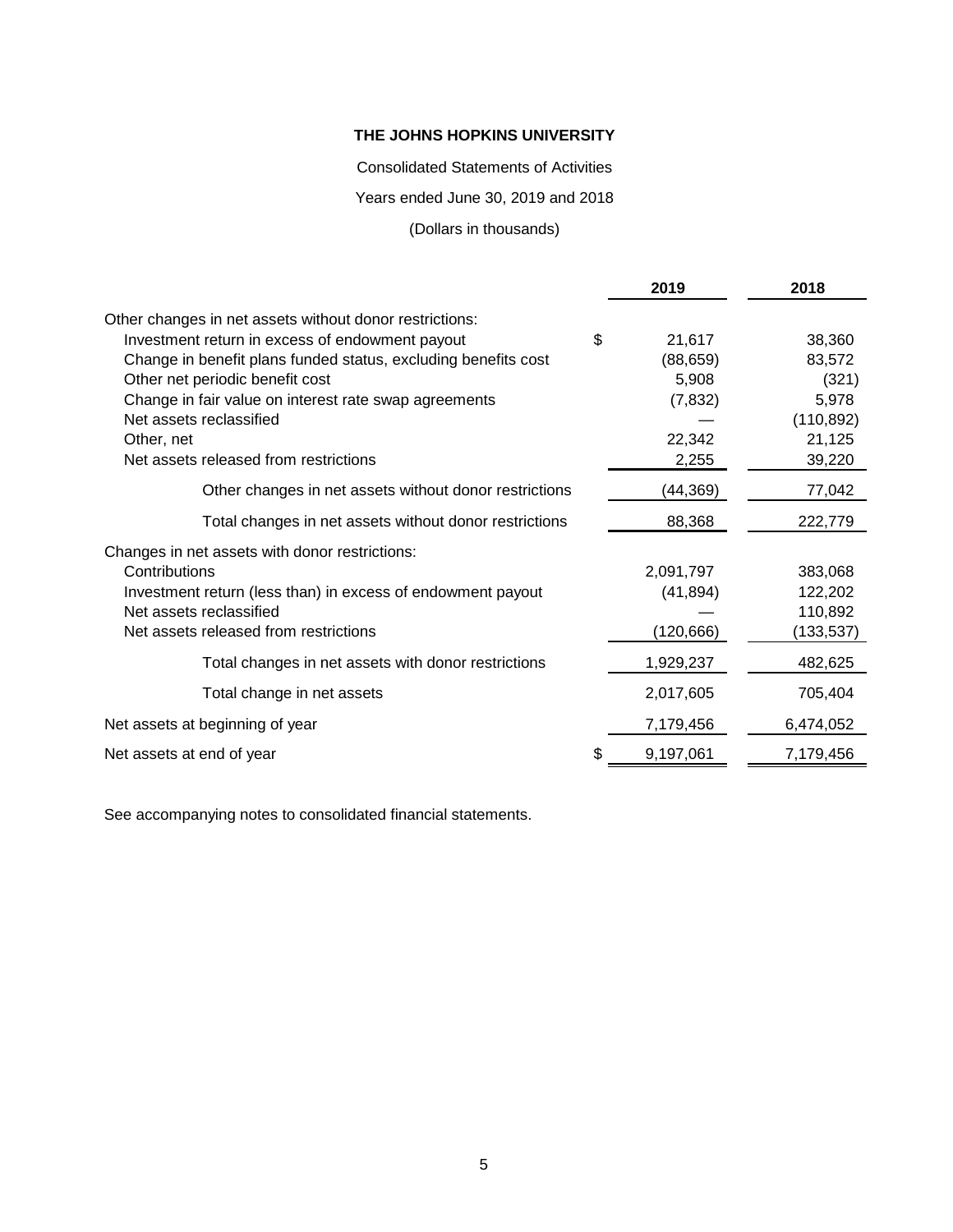**THE JOHNS HOPKINS UNIVERSITY**

Consolidated Statements of Activities

Years ended June 30, 2019 and 2018

(Dollars in thousands)

| | 2019 | 2018 |
|---|---|---|
| Other changes in net assets without donor restrictions: | | |
| Investment return in excess of endowment payout | $ 21,617 | 38,360 |
| Change in benefit plans funded status, excluding benefits cost | (88,659) | 83,572 |
| Other net periodic benefit cost | 5,908 | (321) |
| Change in fair value on interest rate swap agreements | (7,832) | 5,978 |
| Net assets reclassified | — | (110,892) |
| Other, net | 22,342 | 21,125 |
| Net assets released from restrictions | 2,255 | 39,220 |
| Other changes in net assets without donor restrictions | (44,369) | 77,042 |
| Total changes in net assets without donor restrictions | 88,368 | 222,779 |
| Changes in net assets with donor restrictions: | | |
| Contributions | 2,091,797 | 383,068 |
| Investment return (less than) in excess of endowment payout | (41,894) | 122,202 |
| Net assets reclassified | — | 110,892 |
| Net assets released from restrictions | (120,666) | (133,537) |
| Total changes in net assets with donor restrictions | 1,929,237 | 482,625 |
| Total change in net assets | 2,017,605 | 705,404 |
| Net assets at beginning of year | 7,179,456 | 6,474,052 |
| Net assets at end of year | $ 9,197,061 | 7,179,456 |

See accompanying notes to consolidated financial statements.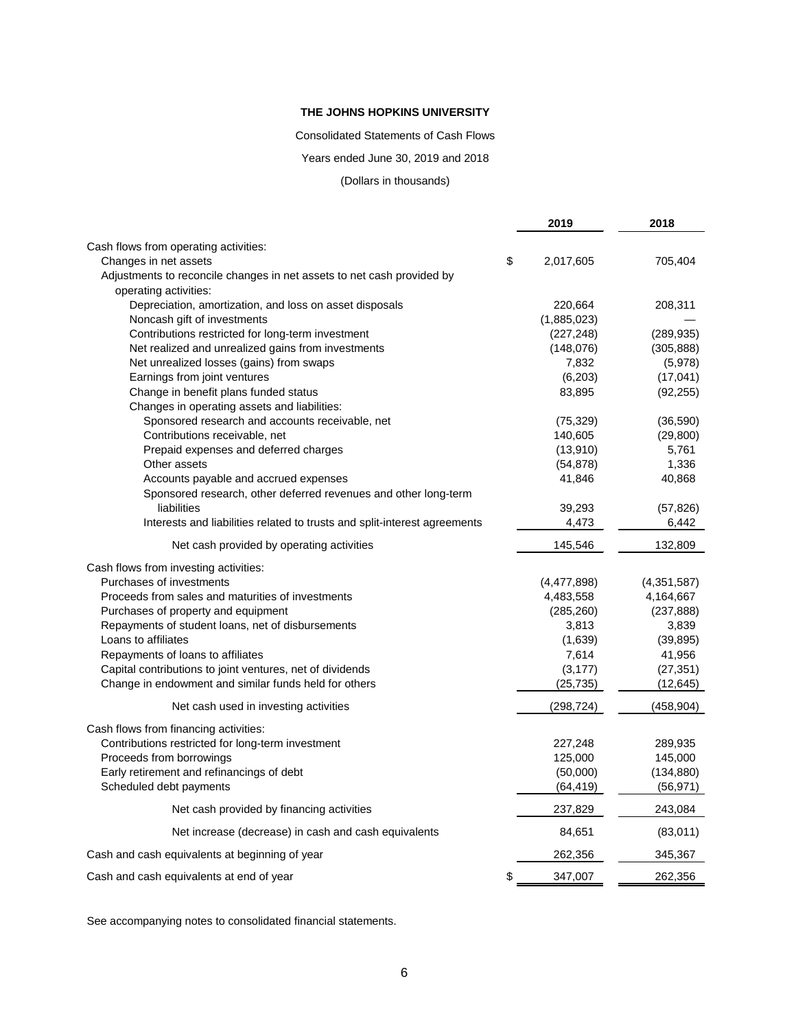**THE JOHNS HOPKINS UNIVERSITY**

Consolidated Statements of Cash Flows

Years ended June 30, 2019 and 2018

(Dollars in thousands)

| | 2019 | 2018 |
|---|---|---|
| Cash flows from operating activities: | | |
| Changes in net assets | $ 2,017,605 | 705,404 |
| Adjustments to reconcile changes in net assets to net cash provided by operating activities: | | |
| Depreciation, amortization, and loss on asset disposals | 220,664 | 208,311 |
| Noncash gift of investments | (1,885,023) | — |
| Contributions restricted for long-term investment | (227,248) | (289,935) |
| Net realized and unrealized gains from investments | (148,076) | (305,888) |
| Net unrealized losses (gains) from swaps | 7,832 | (5,978) |
| Earnings from joint ventures | (6,203) | (17,041) |
| Change in benefit plans funded status | 83,895 | (92,255) |
| Changes in operating assets and liabilities: | | |
| Sponsored research and accounts receivable, net | (75,329) | (36,590) |
| Contributions receivable, net | 140,605 | (29,800) |
| Prepaid expenses and deferred charges | (13,910) | 5,761 |
| Other assets | (54,878) | 1,336 |
| Accounts payable and accrued expenses | 41,846 | 40,868 |
| Sponsored research, other deferred revenues and other long-term liabilities | 39,293 | (57,826) |
| Interests and liabilities related to trusts and split-interest agreements | 4,473 | 6,442 |
| Net cash provided by operating activities | 145,546 | 132,809 |
| Cash flows from investing activities: | | |
| Purchases of investments | (4,477,898) | (4,351,587) |
| Proceeds from sales and maturities of investments | 4,483,558 | 4,164,667 |
| Purchases of property and equipment | (285,260) | (237,888) |
| Repayments of student loans, net of disbursements | 3,813 | 3,839 |
| Loans to affiliates | (1,639) | (39,895) |
| Repayments of loans to affiliates | 7,614 | 41,956 |
| Capital contributions to joint ventures, net of dividends | (3,177) | (27,351) |
| Change in endowment and similar funds held for others | (25,735) | (12,645) |
| Net cash used in investing activities | (298,724) | (458,904) |
| Cash flows from financing activities: | | |
| Contributions restricted for long-term investment | 227,248 | 289,935 |
| Proceeds from borrowings | 125,000 | 145,000 |
| Early retirement and refinancings of debt | (50,000) | (134,880) |
| Scheduled debt payments | (64,419) | (56,971) |
| Net cash provided by financing activities | 237,829 | 243,084 |
| Net increase (decrease) in cash and cash equivalents | 84,651 | (83,011) |
| Cash and cash equivalents at beginning of year | 262,356 | 345,367 |
| Cash and cash equivalents at end of year | $ 347,007 | 262,356 |

See accompanying notes to consolidated financial statements.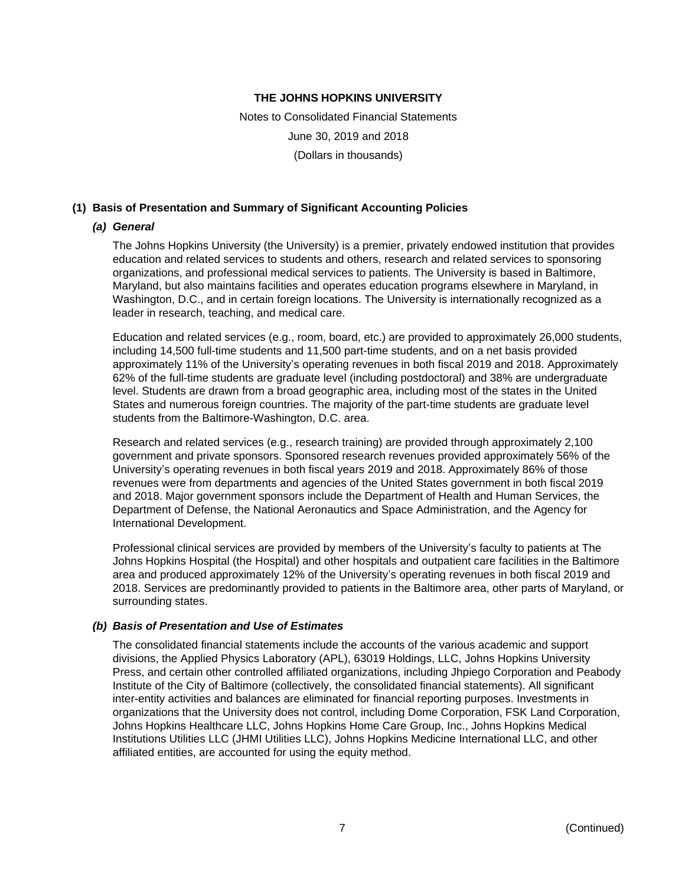# THE JOHNS HOPKINS UNIVERSITY

Notes to Consolidated Financial Statements

June 30, 2019 and 2018

(Dollars in thousands)

## (1) Basis of Presentation and Summary of Significant Accounting Policies

### *(a) General*

The Johns Hopkins University (the University) is a premier, privately endowed institution that provides education and related services to students and others, research and related services to sponsoring organizations, and professional medical services to patients. The University is based in Baltimore, Maryland, but also maintains facilities and operates education programs elsewhere in Maryland, in Washington, D.C., and in certain foreign locations. The University is internationally recognized as a leader in research, teaching, and medical care.

Education and related services (e.g., room, board, etc.) are provided to approximately 26,000 students, including 14,500 full-time students and 11,500 part-time students, and on a net basis provided approximately 11% of the University's operating revenues in both fiscal 2019 and 2018. Approximately 62% of the full-time students are graduate level (including postdoctoral) and 38% are undergraduate level. Students are drawn from a broad geographic area, including most of the states in the United States and numerous foreign countries. The majority of the part-time students are graduate level students from the Baltimore-Washington, D.C. area.

Research and related services (e.g., research training) are provided through approximately 2,100 government and private sponsors. Sponsored research revenues provided approximately 56% of the University's operating revenues in both fiscal years 2019 and 2018. Approximately 86% of those revenues were from departments and agencies of the United States government in both fiscal 2019 and 2018. Major government sponsors include the Department of Health and Human Services, the Department of Defense, the National Aeronautics and Space Administration, and the Agency for International Development.

Professional clinical services are provided by members of the University's faculty to patients at The Johns Hopkins Hospital (the Hospital) and other hospitals and outpatient care facilities in the Baltimore area and produced approximately 12% of the University's operating revenues in both fiscal 2019 and 2018. Services are predominantly provided to patients in the Baltimore area, other parts of Maryland, or surrounding states.

### *(b) Basis of Presentation and Use of Estimates*

The consolidated financial statements include the accounts of the various academic and support divisions, the Applied Physics Laboratory (APL), 63019 Holdings, LLC, Johns Hopkins University Press, and certain other controlled affiliated organizations, including Jhpiego Corporation and Peabody Institute of the City of Baltimore (collectively, the consolidated financial statements). All significant inter-entity activities and balances are eliminated for financial reporting purposes. Investments in organizations that the University does not control, including Dome Corporation, FSK Land Corporation, Johns Hopkins Healthcare LLC, Johns Hopkins Home Care Group, Inc., Johns Hopkins Medical Institutions Utilities LLC (JHMI Utilities LLC), Johns Hopkins Medicine International LLC, and other affiliated entities, are accounted for using the equity method.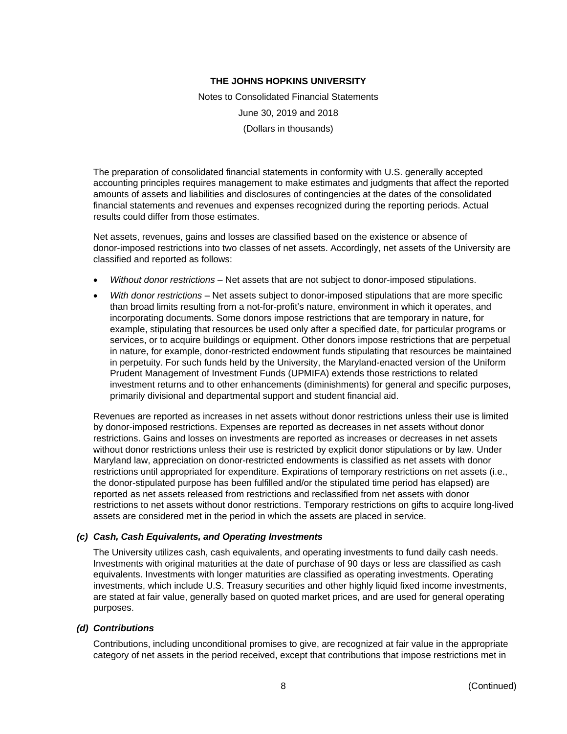The preparation of consolidated financial statements in conformity with U.S. generally accepted accounting principles requires management to make estimates and judgments that affect the reported amounts of assets and liabilities and disclosures of contingencies at the dates of the consolidated financial statements and revenues and expenses recognized during the reporting periods. Actual results could differ from those estimates.

Net assets, revenues, gains and losses are classified based on the existence or absence of donor-imposed restrictions into two classes of net assets. Accordingly, net assets of the University are classified and reported as follows:

- *Without donor restrictions* – Net assets that are not subject to donor-imposed stipulations.
- *With donor restrictions* – Net assets subject to donor-imposed stipulations that are more specific than broad limits resulting from a not-for-profit's nature, environment in which it operates, and incorporating documents. Some donors impose restrictions that are temporary in nature, for example, stipulating that resources be used only after a specified date, for particular programs or services, or to acquire buildings or equipment. Other donors impose restrictions that are perpetual in nature, for example, donor-restricted endowment funds stipulating that resources be maintained in perpetuity. For such funds held by the University, the Maryland-enacted version of the Uniform Prudent Management of Investment Funds (UPMIFA) extends those restrictions to related investment returns and to other enhancements (diminishments) for general and specific purposes, primarily divisional and departmental support and student financial aid.

Revenues are reported as increases in net assets without donor restrictions unless their use is limited by donor-imposed restrictions. Expenses are reported as decreases in net assets without donor restrictions. Gains and losses on investments are reported as increases or decreases in net assets without donor restrictions unless their use is restricted by explicit donor stipulations or by law. Under Maryland law, appreciation on donor-restricted endowments is classified as net assets with donor restrictions until appropriated for expenditure. Expirations of temporary restrictions on net assets (i.e., the donor-stipulated purpose has been fulfilled and/or the stipulated time period has elapsed) are reported as net assets released from restrictions and reclassified from net assets with donor restrictions to net assets without donor restrictions. Temporary restrictions on gifts to acquire long-lived assets are considered met in the period in which the assets are placed in service.

### *(c) Cash, Cash Equivalents, and Operating Investments*

The University utilizes cash, cash equivalents, and operating investments to fund daily cash needs. Investments with original maturities at the date of purchase of 90 days or less are classified as cash equivalents. Investments with longer maturities are classified as operating investments. Operating investments, which include U.S. Treasury securities and other highly liquid fixed income investments, are stated at fair value, generally based on quoted market prices, and are used for general operating purposes.

### *(d) Contributions*

Contributions, including unconditional promises to give, are recognized at fair value in the appropriate category of net assets in the period received, except that contributions that impose restrictions met in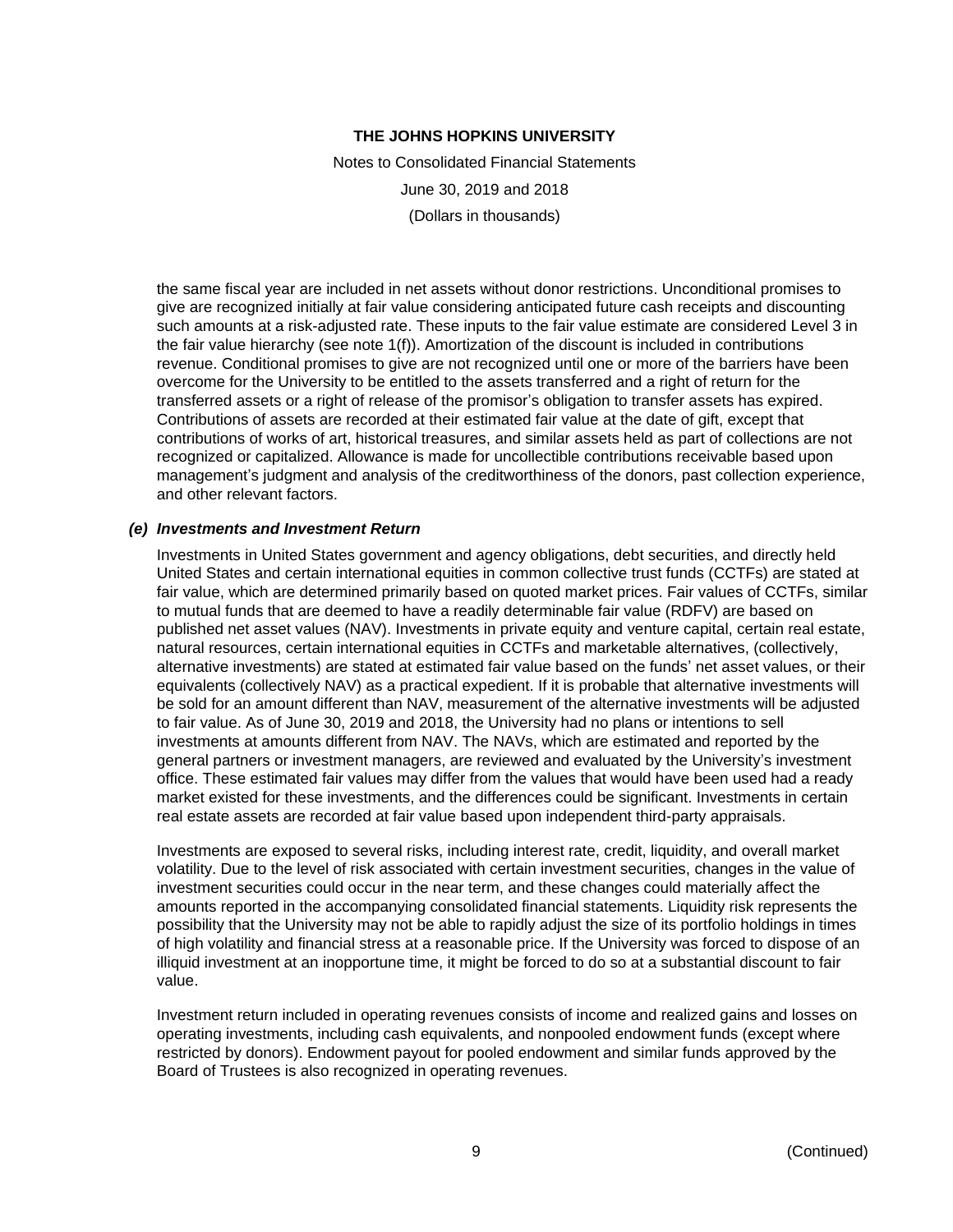the same fiscal year are included in net assets without donor restrictions. Unconditional promises to give are recognized initially at fair value considering anticipated future cash receipts and discounting such amounts at a risk-adjusted rate. These inputs to the fair value estimate are considered Level 3 in the fair value hierarchy (see note 1(f)). Amortization of the discount is included in contributions revenue. Conditional promises to give are not recognized until one or more of the barriers have been overcome for the University to be entitled to the assets transferred and a right of return for the transferred assets or a right of release of the promisor's obligation to transfer assets has expired. Contributions of assets are recorded at their estimated fair value at the date of gift, except that contributions of works of art, historical treasures, and similar assets held as part of collections are not recognized or capitalized. Allowance is made for uncollectible contributions receivable based upon management's judgment and analysis of the creditworthiness of the donors, past collection experience, and other relevant factors.

### *(e) Investments and Investment Return*

Investments in United States government and agency obligations, debt securities, and directly held United States and certain international equities in common collective trust funds (CCTFs) are stated at fair value, which are determined primarily based on quoted market prices. Fair values of CCTFs, similar to mutual funds that are deemed to have a readily determinable fair value (RDFV) are based on published net asset values (NAV). Investments in private equity and venture capital, certain real estate, natural resources, certain international equities in CCTFs and marketable alternatives, (collectively, alternative investments) are stated at estimated fair value based on the funds' net asset values, or their equivalents (collectively NAV) as a practical expedient. If it is probable that alternative investments will be sold for an amount different than NAV, measurement of the alternative investments will be adjusted to fair value. As of June 30, 2019 and 2018, the University had no plans or intentions to sell investments at amounts different from NAV. The NAVs, which are estimated and reported by the general partners or investment managers, are reviewed and evaluated by the University's investment office. These estimated fair values may differ from the values that would have been used had a ready market existed for these investments, and the differences could be significant. Investments in certain real estate assets are recorded at fair value based upon independent third-party appraisals.

Investments are exposed to several risks, including interest rate, credit, liquidity, and overall market volatility. Due to the level of risk associated with certain investment securities, changes in the value of investment securities could occur in the near term, and these changes could materially affect the amounts reported in the accompanying consolidated financial statements. Liquidity risk represents the possibility that the University may not be able to rapidly adjust the size of its portfolio holdings in times of high volatility and financial stress at a reasonable price. If the University was forced to dispose of an illiquid investment at an inopportune time, it might be forced to do so at a substantial discount to fair value.

Investment return included in operating revenues consists of income and realized gains and losses on operating investments, including cash equivalents, and nonpooled endowment funds (except where restricted by donors). Endowment payout for pooled endowment and similar funds approved by the Board of Trustees is also recognized in operating revenues.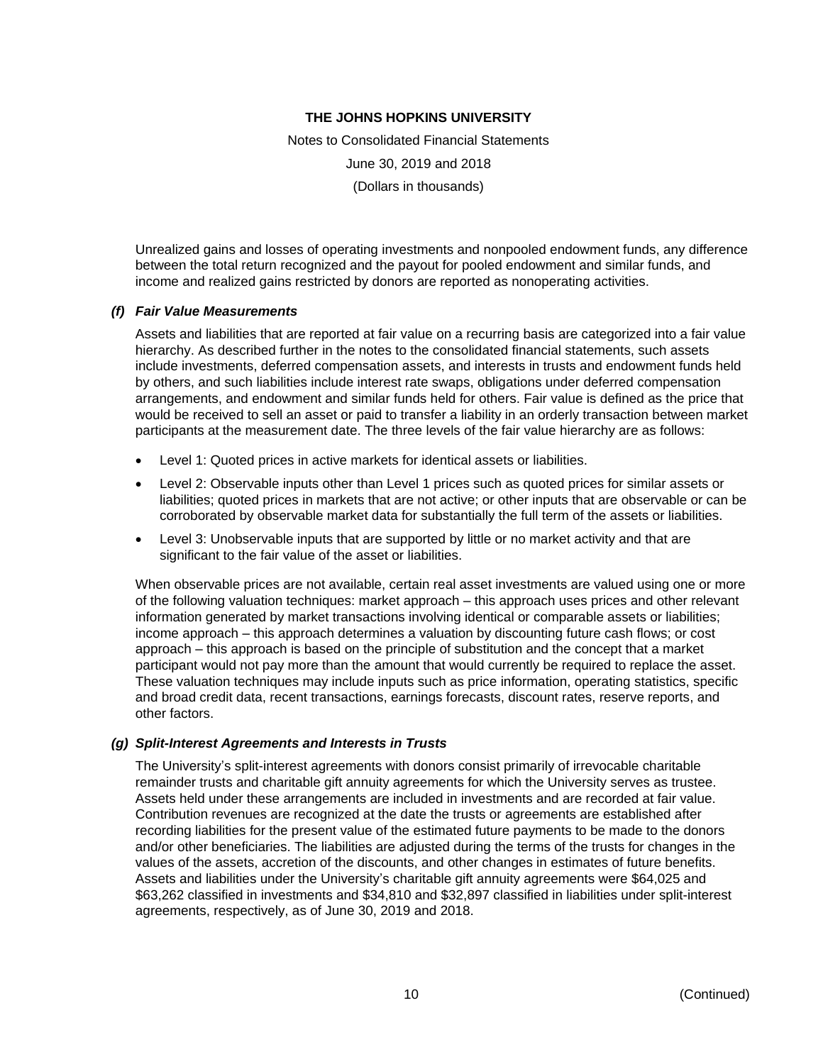Unrealized gains and losses of operating investments and nonpooled endowment funds, any difference between the total return recognized and the payout for pooled endowment and similar funds, and income and realized gains restricted by donors are reported as nonoperating activities.

### *(f) Fair Value Measurements*

Assets and liabilities that are reported at fair value on a recurring basis are categorized into a fair value hierarchy. As described further in the notes to the consolidated financial statements, such assets include investments, deferred compensation assets, and interests in trusts and endowment funds held by others, and such liabilities include interest rate swaps, obligations under deferred compensation arrangements, and endowment and similar funds held for others. Fair value is defined as the price that would be received to sell an asset or paid to transfer a liability in an orderly transaction between market participants at the measurement date. The three levels of the fair value hierarchy are as follows:

- Level 1: Quoted prices in active markets for identical assets or liabilities.
- Level 2: Observable inputs other than Level 1 prices such as quoted prices for similar assets or liabilities; quoted prices in markets that are not active; or other inputs that are observable or can be corroborated by observable market data for substantially the full term of the assets or liabilities.
- Level 3: Unobservable inputs that are supported by little or no market activity and that are significant to the fair value of the asset or liabilities.

When observable prices are not available, certain real asset investments are valued using one or more of the following valuation techniques: market approach – this approach uses prices and other relevant information generated by market transactions involving identical or comparable assets or liabilities; income approach – this approach determines a valuation by discounting future cash flows; or cost approach – this approach is based on the principle of substitution and the concept that a market participant would not pay more than the amount that would currently be required to replace the asset. These valuation techniques may include inputs such as price information, operating statistics, specific and broad credit data, recent transactions, earnings forecasts, discount rates, reserve reports, and other factors.

### *(g) Split-Interest Agreements and Interests in Trusts*

The University's split-interest agreements with donors consist primarily of irrevocable charitable remainder trusts and charitable gift annuity agreements for which the University serves as trustee. Assets held under these arrangements are included in investments and are recorded at fair value. Contribution revenues are recognized at the date the trusts or agreements are established after recording liabilities for the present value of the estimated future payments to be made to the donors and/or other beneficiaries. The liabilities are adjusted during the terms of the trusts for changes in the values of the assets, accretion of the discounts, and other changes in estimates of future benefits. Assets and liabilities under the University's charitable gift annuity agreements were $64,025 and $63,262 classified in investments and $34,810 and $32,897 classified in liabilities under split-interest agreements, respectively, as of June 30, 2019 and 2018.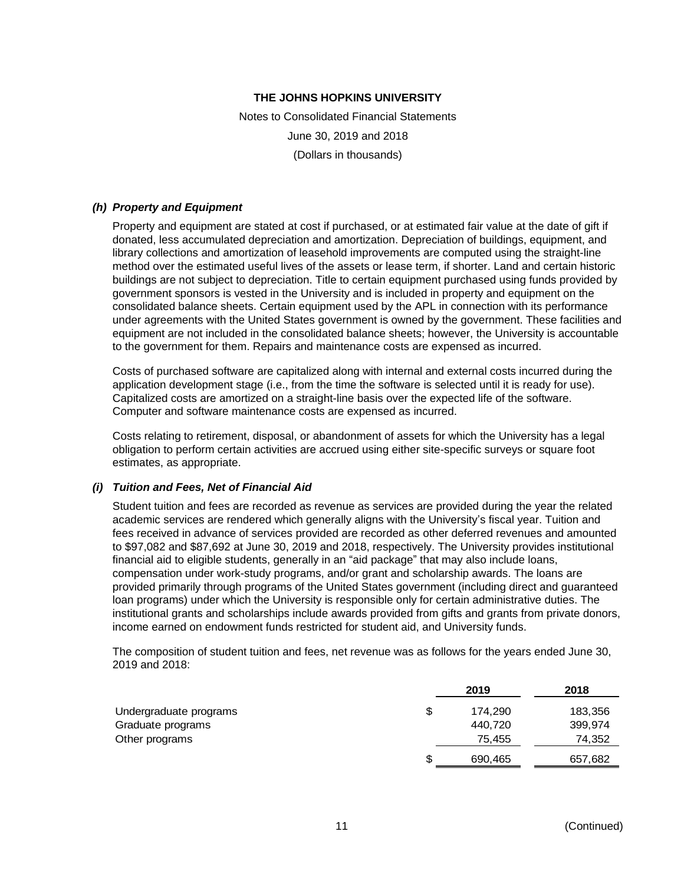#### *(h) Property and Equipment*

Property and equipment are stated at cost if purchased, or at estimated fair value at the date of gift if donated, less accumulated depreciation and amortization. Depreciation of buildings, equipment, and library collections and amortization of leasehold improvements are computed using the straight-line method over the estimated useful lives of the assets or lease term, if shorter. Land and certain historic buildings are not subject to depreciation. Title to certain equipment purchased using funds provided by government sponsors is vested in the University and is included in property and equipment on the consolidated balance sheets. Certain equipment used by the APL in connection with its performance under agreements with the United States government is owned by the government. These facilities and equipment are not included in the consolidated balance sheets; however, the University is accountable to the government for them. Repairs and maintenance costs are expensed as incurred.

Costs of purchased software are capitalized along with internal and external costs incurred during the application development stage (i.e., from the time the software is selected until it is ready for use). Capitalized costs are amortized on a straight-line basis over the expected life of the software. Computer and software maintenance costs are expensed as incurred.

Costs relating to retirement, disposal, or abandonment of assets for which the University has a legal obligation to perform certain activities are accrued using either site-specific surveys or square foot estimates, as appropriate.

#### *(i) Tuition and Fees, Net of Financial Aid*

Student tuition and fees are recorded as revenue as services are provided during the year the related academic services are rendered which generally aligns with the University's fiscal year. Tuition and fees received in advance of services provided are recorded as other deferred revenues and amounted to $97,082 and $87,692 at June 30, 2019 and 2018, respectively. The University provides institutional financial aid to eligible students, generally in an "aid package" that may also include loans, compensation under work-study programs, and/or grant and scholarship awards. The loans are provided primarily through programs of the United States government (including direct and guaranteed loan programs) under which the University is responsible only for certain administrative duties. The institutional grants and scholarships include awards provided from gifts and grants from private donors, income earned on endowment funds restricted for student aid, and University funds.

The composition of student tuition and fees, net revenue was as follows for the years ended June 30, 2019 and 2018:

| | 2019 | 2018 |
|---|---|---|
| Undergraduate programs | $ 174,290 | 183,356 |
| Graduate programs | 440,720 | 399,974 |
| Other programs | 75,455 | 74,352 |
| | $ 690,465 | 657,682 |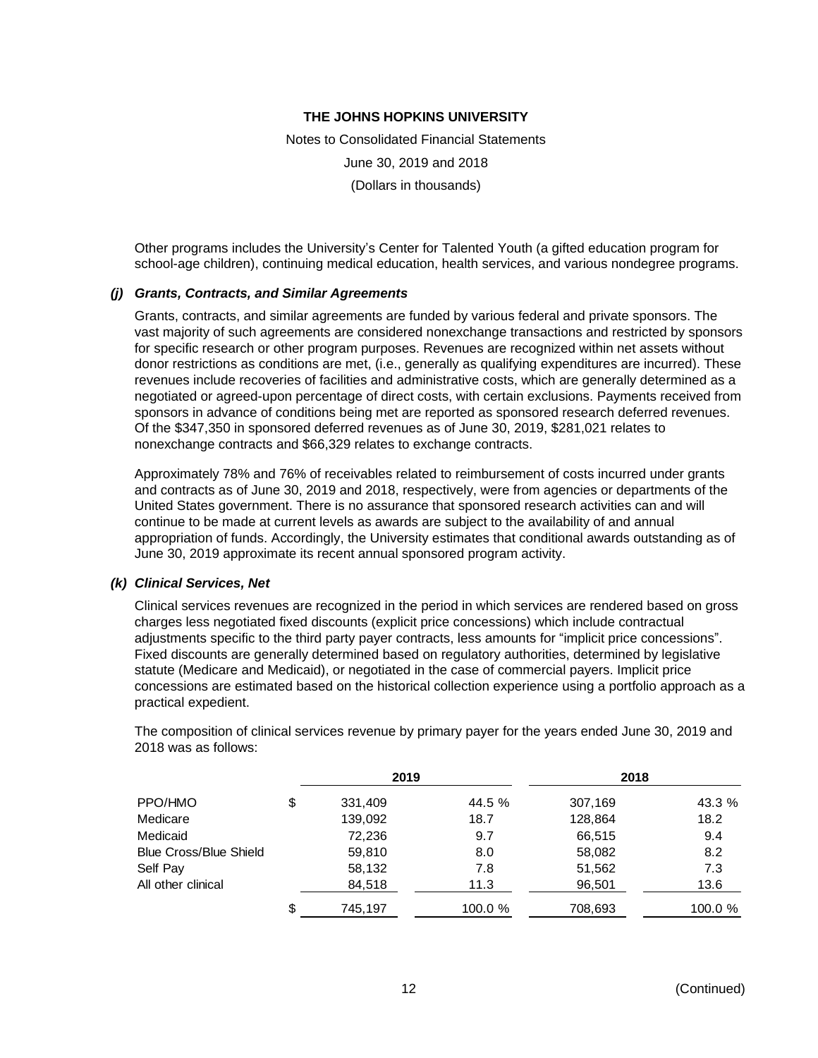Other programs includes the University's Center for Talented Youth (a gifted education program for school-age children), continuing medical education, health services, and various nondegree programs.

### *(j) Grants, Contracts, and Similar Agreements*

Grants, contracts, and similar agreements are funded by various federal and private sponsors. The vast majority of such agreements are considered nonexchange transactions and restricted by sponsors for specific research or other program purposes. Revenues are recognized within net assets without donor restrictions as conditions are met, (i.e., generally as qualifying expenditures are incurred). These revenues include recoveries of facilities and administrative costs, which are generally determined as a negotiated or agreed-upon percentage of direct costs, with certain exclusions. Payments received from sponsors in advance of conditions being met are reported as sponsored research deferred revenues. Of the $347,350 in sponsored deferred revenues as of June 30, 2019, $281,021 relates to nonexchange contracts and $66,329 relates to exchange contracts.

Approximately 78% and 76% of receivables related to reimbursement of costs incurred under grants and contracts as of June 30, 2019 and 2018, respectively, were from agencies or departments of the United States government. There is no assurance that sponsored research activities can and will continue to be made at current levels as awards are subject to the availability of and annual appropriation of funds. Accordingly, the University estimates that conditional awards outstanding as of June 30, 2019 approximate its recent annual sponsored program activity.

### *(k) Clinical Services, Net*

Clinical services revenues are recognized in the period in which services are rendered based on gross charges less negotiated fixed discounts (explicit price concessions) which include contractual adjustments specific to the third party payer contracts, less amounts for "implicit price concessions". Fixed discounts are generally determined based on regulatory authorities, determined by legislative statute (Medicare and Medicaid), or negotiated in the case of commercial payers. Implicit price concessions are estimated based on the historical collection experience using a portfolio approach as a practical expedient.

The composition of clinical services revenue by primary payer for the years ended June 30, 2019 and 2018 was as follows:

| | 2019 | | 2018 | |
|---|---|---|---|---|
| PPO/HMO | $ 331,409 | 44.5 % | 307,169 | 43.3 % |
| Medicare | 139,092 | 18.7 | 128,864 | 18.2 |
| Medicaid | 72,236 | 9.7 | 66,515 | 9.4 |
| Blue Cross/Blue Shield | 59,810 | 8.0 | 58,082 | 8.2 |
| Self Pay | 58,132 | 7.8 | 51,562 | 7.3 |
| All other clinical | 84,518 | 11.3 | 96,501 | 13.6 |
| | $ 745,197 | 100.0 % | 708,693 | 100.0 % |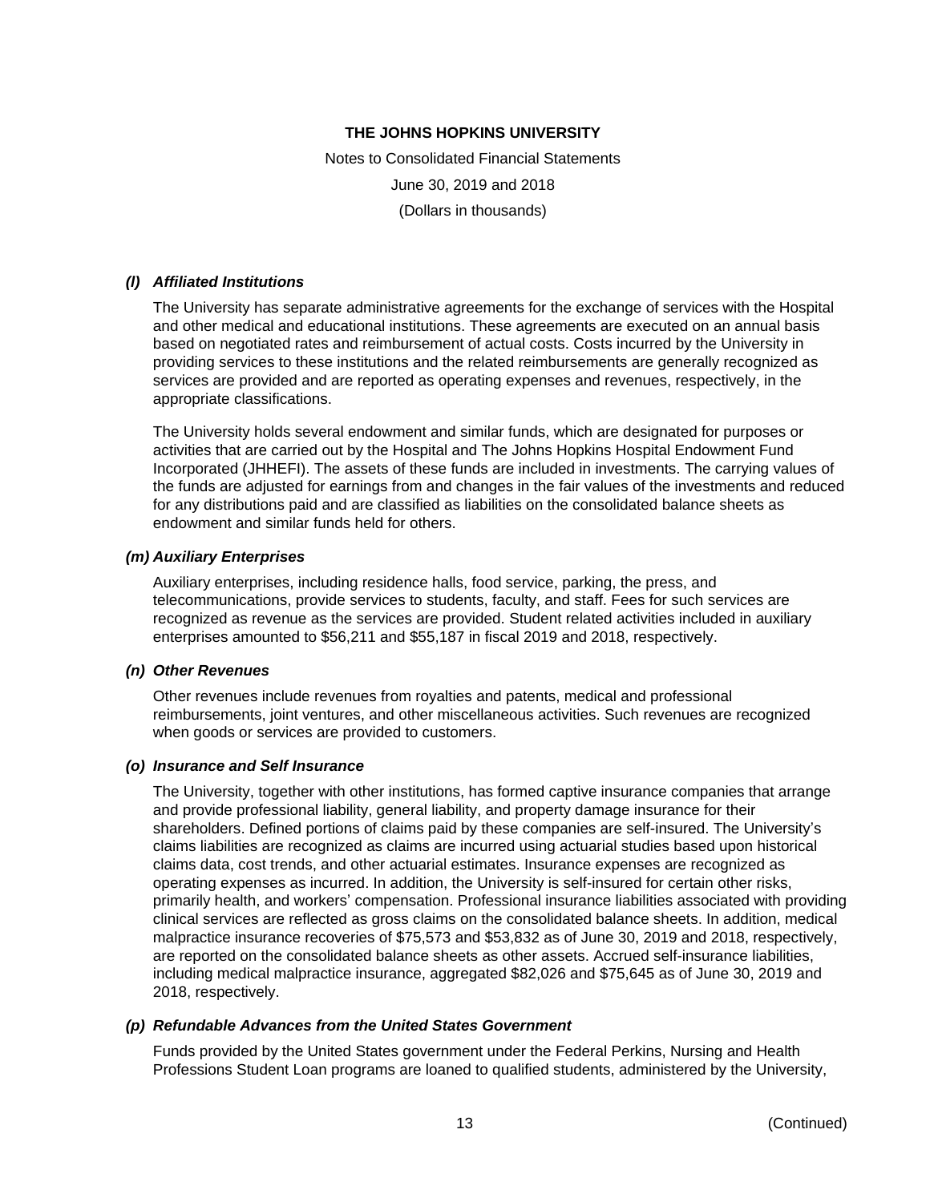### *(l) Affiliated Institutions*

The University has separate administrative agreements for the exchange of services with the Hospital and other medical and educational institutions. These agreements are executed on an annual basis based on negotiated rates and reimbursement of actual costs. Costs incurred by the University in providing services to these institutions and the related reimbursements are generally recognized as services are provided and are reported as operating expenses and revenues, respectively, in the appropriate classifications.

The University holds several endowment and similar funds, which are designated for purposes or activities that are carried out by the Hospital and The Johns Hopkins Hospital Endowment Fund Incorporated (JHHEFI). The assets of these funds are included in investments. The carrying values of the funds are adjusted for earnings from and changes in the fair values of the investments and reduced for any distributions paid and are classified as liabilities on the consolidated balance sheets as endowment and similar funds held for others.

### *(m) Auxiliary Enterprises*

Auxiliary enterprises, including residence halls, food service, parking, the press, and telecommunications, provide services to students, faculty, and staff. Fees for such services are recognized as revenue as the services are provided. Student related activities included in auxiliary enterprises amounted to $56,211 and $55,187 in fiscal 2019 and 2018, respectively.

### *(n) Other Revenues*

Other revenues include revenues from royalties and patents, medical and professional reimbursements, joint ventures, and other miscellaneous activities. Such revenues are recognized when goods or services are provided to customers.

### *(o) Insurance and Self Insurance*

The University, together with other institutions, has formed captive insurance companies that arrange and provide professional liability, general liability, and property damage insurance for their shareholders. Defined portions of claims paid by these companies are self-insured. The University's claims liabilities are recognized as claims are incurred using actuarial studies based upon historical claims data, cost trends, and other actuarial estimates. Insurance expenses are recognized as operating expenses as incurred. In addition, the University is self-insured for certain other risks, primarily health, and workers' compensation. Professional insurance liabilities associated with providing clinical services are reflected as gross claims on the consolidated balance sheets. In addition, medical malpractice insurance recoveries of $75,573 and $53,832 as of June 30, 2019 and 2018, respectively, are reported on the consolidated balance sheets as other assets. Accrued self-insurance liabilities, including medical malpractice insurance, aggregated $82,026 and $75,645 as of June 30, 2019 and 2018, respectively.

### *(p) Refundable Advances from the United States Government*

Funds provided by the United States government under the Federal Perkins, Nursing and Health Professions Student Loan programs are loaned to qualified students, administered by the University,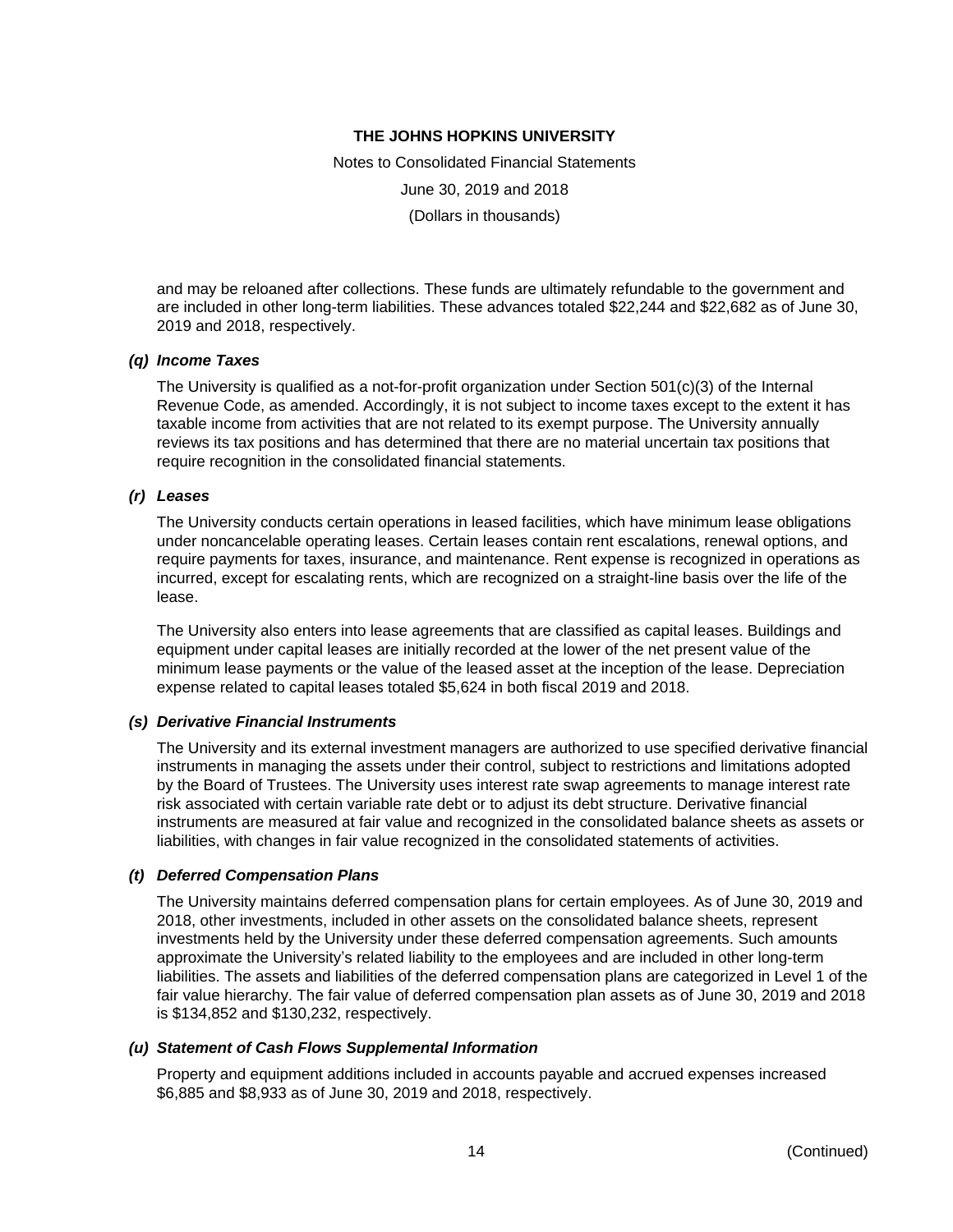and may be reloaned after collections. These funds are ultimately refundable to the government and are included in other long-term liabilities. These advances totaled $22,244 and $22,682 as of June 30, 2019 and 2018, respectively.

### (q) Income Taxes

The University is qualified as a not-for-profit organization under Section 501(c)(3) of the Internal Revenue Code, as amended. Accordingly, it is not subject to income taxes except to the extent it has taxable income from activities that are not related to its exempt purpose. The University annually reviews its tax positions and has determined that there are no material uncertain tax positions that require recognition in the consolidated financial statements.

### (r) Leases

The University conducts certain operations in leased facilities, which have minimum lease obligations under noncancelable operating leases. Certain leases contain rent escalations, renewal options, and require payments for taxes, insurance, and maintenance. Rent expense is recognized in operations as incurred, except for escalating rents, which are recognized on a straight-line basis over the life of the lease.

The University also enters into lease agreements that are classified as capital leases. Buildings and equipment under capital leases are initially recorded at the lower of the net present value of the minimum lease payments or the value of the leased asset at the inception of the lease. Depreciation expense related to capital leases totaled $5,624 in both fiscal 2019 and 2018.

### (s) Derivative Financial Instruments

The University and its external investment managers are authorized to use specified derivative financial instruments in managing the assets under their control, subject to restrictions and limitations adopted by the Board of Trustees. The University uses interest rate swap agreements to manage interest rate risk associated with certain variable rate debt or to adjust its debt structure. Derivative financial instruments are measured at fair value and recognized in the consolidated balance sheets as assets or liabilities, with changes in fair value recognized in the consolidated statements of activities.

### (t) Deferred Compensation Plans

The University maintains deferred compensation plans for certain employees. As of June 30, 2019 and 2018, other investments, included in other assets on the consolidated balance sheets, represent investments held by the University under these deferred compensation agreements. Such amounts approximate the University's related liability to the employees and are included in other long-term liabilities. The assets and liabilities of the deferred compensation plans are categorized in Level 1 of the fair value hierarchy. The fair value of deferred compensation plan assets as of June 30, 2019 and 2018 is $134,852 and $130,232, respectively.

### (u) Statement of Cash Flows Supplemental Information

Property and equipment additions included in accounts payable and accrued expenses increased $6,885 and $8,933 as of June 30, 2019 and 2018, respectively.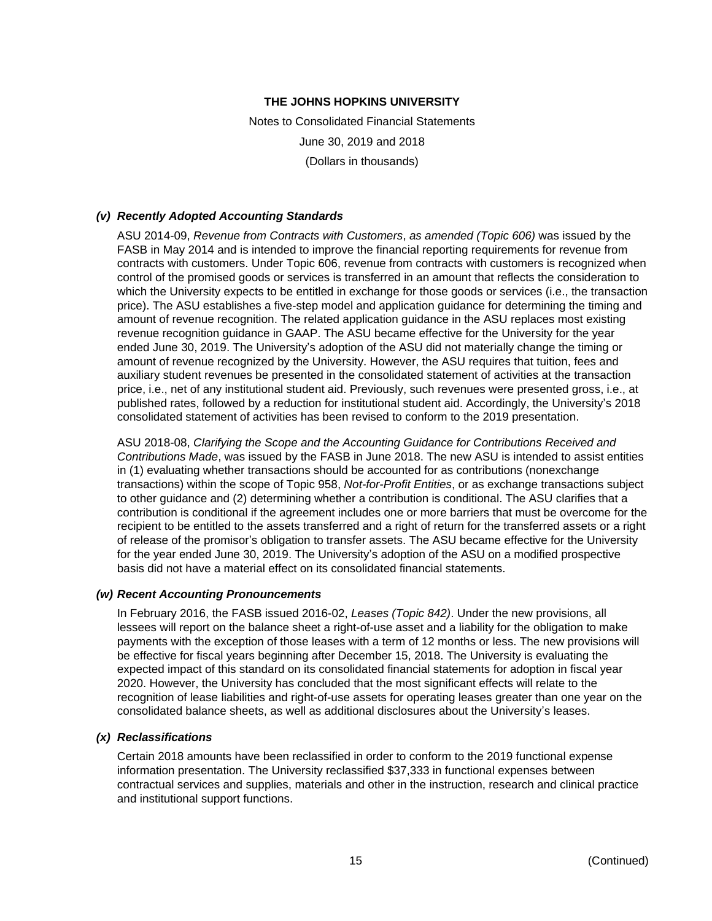### (v) Recently Adopted Accounting Standards

ASU 2014-09, *Revenue from Contracts with Customers*, *as amended (Topic 606)* was issued by the FASB in May 2014 and is intended to improve the financial reporting requirements for revenue from contracts with customers. Under Topic 606, revenue from contracts with customers is recognized when control of the promised goods or services is transferred in an amount that reflects the consideration to which the University expects to be entitled in exchange for those goods or services (i.e., the transaction price). The ASU establishes a five-step model and application guidance for determining the timing and amount of revenue recognition. The related application guidance in the ASU replaces most existing revenue recognition guidance in GAAP. The ASU became effective for the University for the year ended June 30, 2019. The University's adoption of the ASU did not materially change the timing or amount of revenue recognized by the University. However, the ASU requires that tuition, fees and auxiliary student revenues be presented in the consolidated statement of activities at the transaction price, i.e., net of any institutional student aid. Previously, such revenues were presented gross, i.e., at published rates, followed by a reduction for institutional student aid. Accordingly, the University's 2018 consolidated statement of activities has been revised to conform to the 2019 presentation.

ASU 2018-08, *Clarifying the Scope and the Accounting Guidance for Contributions Received and Contributions Made*, was issued by the FASB in June 2018. The new ASU is intended to assist entities in (1) evaluating whether transactions should be accounted for as contributions (nonexchange transactions) within the scope of Topic 958, *Not-for-Profit Entities*, or as exchange transactions subject to other guidance and (2) determining whether a contribution is conditional. The ASU clarifies that a contribution is conditional if the agreement includes one or more barriers that must be overcome for the recipient to be entitled to the assets transferred and a right of return for the transferred assets or a right of release of the promisor's obligation to transfer assets. The ASU became effective for the University for the year ended June 30, 2019. The University's adoption of the ASU on a modified prospective basis did not have a material effect on its consolidated financial statements.

### (w) Recent Accounting Pronouncements

In February 2016, the FASB issued 2016-02, *Leases (Topic 842)*. Under the new provisions, all lessees will report on the balance sheet a right-of-use asset and a liability for the obligation to make payments with the exception of those leases with a term of 12 months or less. The new provisions will be effective for fiscal years beginning after December 15, 2018. The University is evaluating the expected impact of this standard on its consolidated financial statements for adoption in fiscal year 2020. However, the University has concluded that the most significant effects will relate to the recognition of lease liabilities and right-of-use assets for operating leases greater than one year on the consolidated balance sheets, as well as additional disclosures about the University's leases.

### (x) Reclassifications

Certain 2018 amounts have been reclassified in order to conform to the 2019 functional expense information presentation. The University reclassified $37,333 in functional expenses between contractual services and supplies, materials and other in the instruction, research and clinical practice and institutional support functions.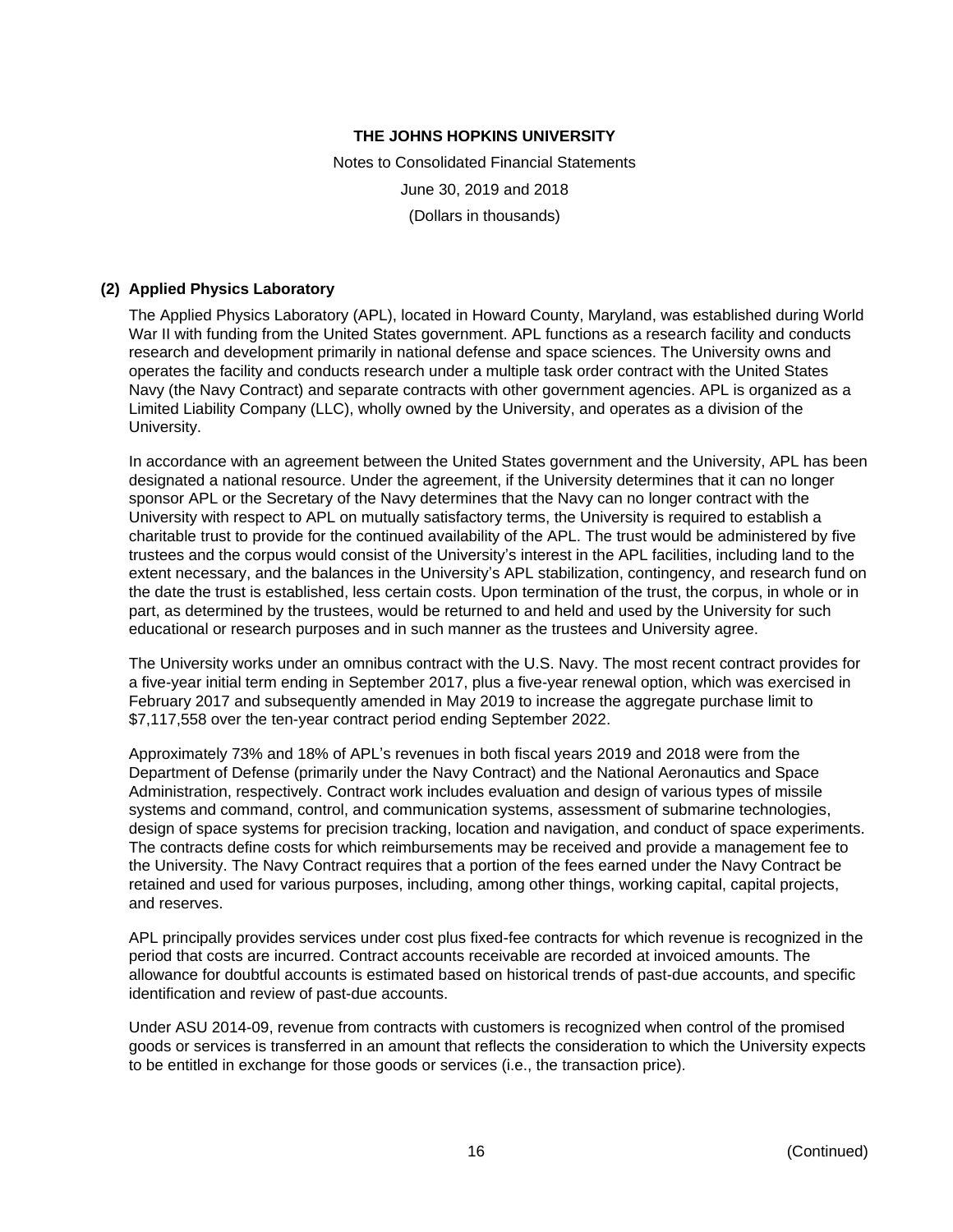**THE JOHNS HOPKINS UNIVERSITY**

Notes to Consolidated Financial Statements

June 30, 2019 and 2018

(Dollars in thousands)

## (2) Applied Physics Laboratory

The Applied Physics Laboratory (APL), located in Howard County, Maryland, was established during World War II with funding from the United States government. APL functions as a research facility and conducts research and development primarily in national defense and space sciences. The University owns and operates the facility and conducts research under a multiple task order contract with the United States Navy (the Navy Contract) and separate contracts with other government agencies. APL is organized as a Limited Liability Company (LLC), wholly owned by the University, and operates as a division of the University.

In accordance with an agreement between the United States government and the University, APL has been designated a national resource. Under the agreement, if the University determines that it can no longer sponsor APL or the Secretary of the Navy determines that the Navy can no longer contract with the University with respect to APL on mutually satisfactory terms, the University is required to establish a charitable trust to provide for the continued availability of the APL. The trust would be administered by five trustees and the corpus would consist of the University's interest in the APL facilities, including land to the extent necessary, and the balances in the University's APL stabilization, contingency, and research fund on the date the trust is established, less certain costs. Upon termination of the trust, the corpus, in whole or in part, as determined by the trustees, would be returned to and held and used by the University for such educational or research purposes and in such manner as the trustees and University agree.

The University works under an omnibus contract with the U.S. Navy. The most recent contract provides for a five-year initial term ending in September 2017, plus a five-year renewal option, which was exercised in February 2017 and subsequently amended in May 2019 to increase the aggregate purchase limit to $7,117,558 over the ten-year contract period ending September 2022.

Approximately 73% and 18% of APL's revenues in both fiscal years 2019 and 2018 were from the Department of Defense (primarily under the Navy Contract) and the National Aeronautics and Space Administration, respectively. Contract work includes evaluation and design of various types of missile systems and command, control, and communication systems, assessment of submarine technologies, design of space systems for precision tracking, location and navigation, and conduct of space experiments. The contracts define costs for which reimbursements may be received and provide a management fee to the University. The Navy Contract requires that a portion of the fees earned under the Navy Contract be retained and used for various purposes, including, among other things, working capital, capital projects, and reserves.

APL principally provides services under cost plus fixed-fee contracts for which revenue is recognized in the period that costs are incurred. Contract accounts receivable are recorded at invoiced amounts. The allowance for doubtful accounts is estimated based on historical trends of past-due accounts, and specific identification and review of past-due accounts.

Under ASU 2014-09, revenue from contracts with customers is recognized when control of the promised goods or services is transferred in an amount that reflects the consideration to which the University expects to be entitled in exchange for those goods or services (i.e., the transaction price).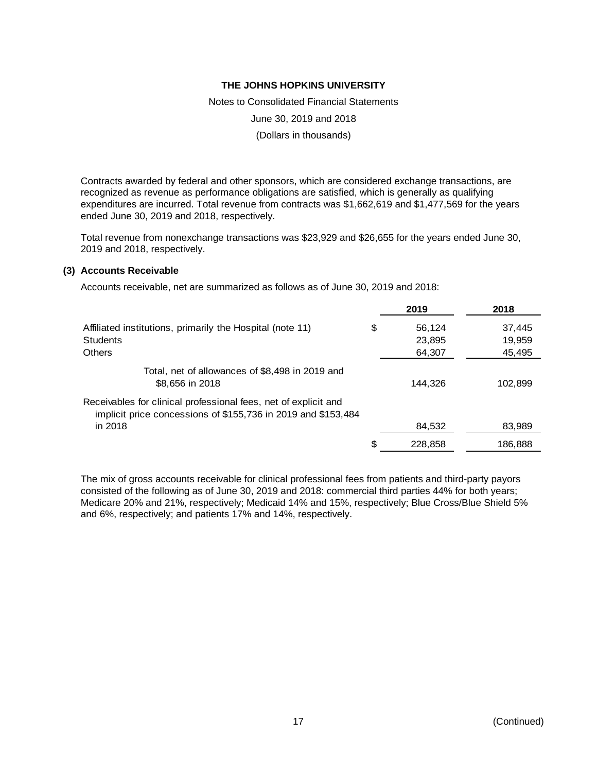Contracts awarded by federal and other sponsors, which are considered exchange transactions, are recognized as revenue as performance obligations are satisfied, which is generally as qualifying expenditures are incurred. Total revenue from contracts was $1,662,619 and $1,477,569 for the years ended June 30, 2019 and 2018, respectively.

Total revenue from nonexchange transactions was $23,929 and $26,655 for the years ended June 30, 2019 and 2018, respectively.

### (3) Accounts Receivable

Accounts receivable, net are summarized as follows as of June 30, 2019 and 2018:

| | | 2019 | 2018 |
|---|---|---|---|
| Affiliated institutions, primarily the Hospital (note 11) | $ | 56,124 | 37,445 |
| Students | | 23,895 | 19,959 |
| Others | | 64,307 | 45,495 |
| Total, net of allowances of $8,498 in 2019 and $8,656 in 2018 | | 144,326 | 102,899 |
| Receivables for clinical professional fees, net of explicit and implicit price concessions of $155,736 in 2019 and $153,484 in 2018 | | 84,532 | 83,989 |
| | $ | 228,858 | 186,888 |

The mix of gross accounts receivable for clinical professional fees from patients and third-party payors consisted of the following as of June 30, 2019 and 2018: commercial third parties 44% for both years; Medicare 20% and 21%, respectively; Medicaid 14% and 15%, respectively; Blue Cross/Blue Shield 5% and 6%, respectively; and patients 17% and 14%, respectively.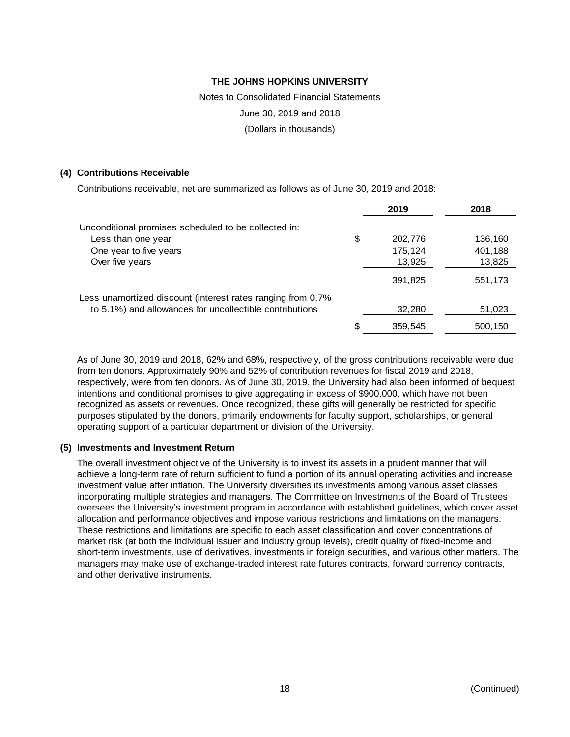THE JOHNS HOPKINS UNIVERSITY

Notes to Consolidated Financial Statements

June 30, 2019 and 2018

(Dollars in thousands)

## (4) Contributions Receivable

Contributions receivable, net are summarized as follows as of June 30, 2019 and 2018:

| | 2019 | 2018 |
|---|---|---|
| Unconditional promises scheduled to be collected in: | | |
| Less than one year | $ 202,776 | 136,160 |
| One year to five years | 175,124 | 401,188 |
| Over five years | 13,925 | 13,825 |
| | 391,825 | 551,173 |
| Less unamortized discount (interest rates ranging from 0.7% to 5.1%) and allowances for uncollectible contributions | 32,280 | 51,023 |
| | $ 359,545 | 500,150 |

As of June 30, 2019 and 2018, 62% and 68%, respectively, of the gross contributions receivable were due from ten donors. Approximately 90% and 52% of contribution revenues for fiscal 2019 and 2018, respectively, were from ten donors. As of June 30, 2019, the University had also been informed of bequest intentions and conditional promises to give aggregating in excess of $900,000, which have not been recognized as assets or revenues. Once recognized, these gifts will generally be restricted for specific purposes stipulated by the donors, primarily endowments for faculty support, scholarships, or general operating support of a particular department or division of the University.

## (5) Investments and Investment Return

The overall investment objective of the University is to invest its assets in a prudent manner that will achieve a long-term rate of return sufficient to fund a portion of its annual operating activities and increase investment value after inflation. The University diversifies its investments among various asset classes incorporating multiple strategies and managers. The Committee on Investments of the Board of Trustees oversees the University's investment program in accordance with established guidelines, which cover asset allocation and performance objectives and impose various restrictions and limitations on the managers. These restrictions and limitations are specific to each asset classification and cover concentrations of market risk (at both the individual issuer and industry group levels), credit quality of fixed-income and short-term investments, use of derivatives, investments in foreign securities, and various other matters. The managers may make use of exchange-traded interest rate futures contracts, forward currency contracts, and other derivative instruments.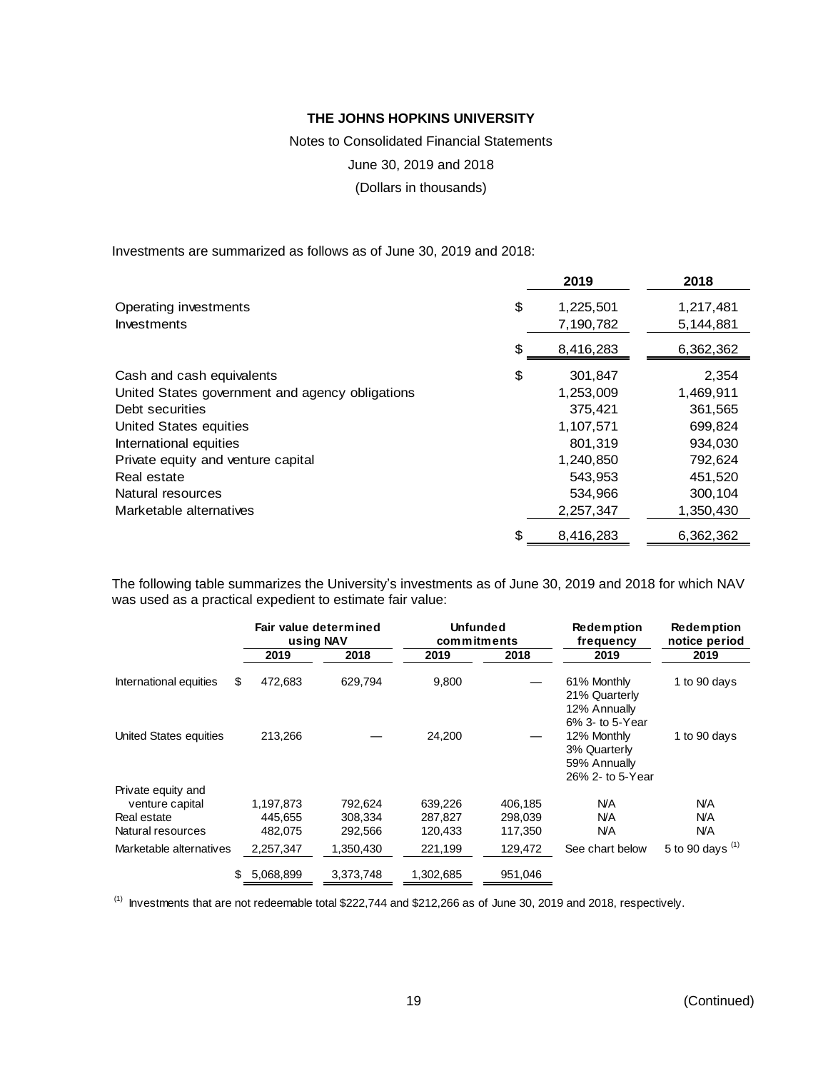**THE JOHNS HOPKINS UNIVERSITY**

Notes to Consolidated Financial Statements

June 30, 2019 and 2018

(Dollars in thousands)

Investments are summarized as follows as of June 30, 2019 and 2018:

| | 2019 | 2018 |
|---|---|---|
| Operating investments | $ 1,225,501 | 1,217,481 |
| Investments | 7,190,782 | 5,144,881 |
| | $ 8,416,283 | 6,362,362 |
| Cash and cash equivalents | $ 301,847 | 2,354 |
| United States government and agency obligations | 1,253,009 | 1,469,911 |
| Debt securities | 375,421 | 361,565 |
| United States equities | 1,107,571 | 699,824 |
| International equities | 801,319 | 934,030 |
| Private equity and venture capital | 1,240,850 | 792,624 |
| Real estate | 543,953 | 451,520 |
| Natural resources | 534,966 | 300,104 |
| Marketable alternatives | 2,257,347 | 1,350,430 |
| | $ 8,416,283 | 6,362,362 |

The following table summarizes the University's investments as of June 30, 2019 and 2018 for which NAV was used as a practical expedient to estimate fair value:

| | Fair value determined using NAV | | Unfunded commitments | | Redemption frequency | Redemption notice period |
|---|---|---|---|---|---|---|
| | 2019 | 2018 | 2019 | 2018 | 2019 | 2019 |
| International equities | $ 472,683 | 629,794 | 9,800 | — | 61% Monthly<br>21% Quarterly<br>12% Annually<br>6% 3- to 5-Year | 1 to 90 days |
| United States equities | 213,266 | — | 24,200 | — | 12% Monthly<br>3% Quarterly<br>59% Annually<br>26% 2- to 5-Year | 1 to 90 days |
| Private equity and venture capital | 1,197,873 | 792,624 | 639,226 | 406,185 | N/A | N/A |
| Real estate | 445,655 | 308,334 | 287,827 | 298,039 | N/A | N/A |
| Natural resources | 482,075 | 292,566 | 120,433 | 117,350 | N/A | N/A |
| Marketable alternatives | 2,257,347 | 1,350,430 | 221,199 | 129,472 | See chart below | 5 to 90 days [(1)] |
| | $ 5,068,899 | 3,373,748 | 1,302,685 | 951,046 | | |

[(1)] Investments that are not redeemable total $222,744 and $212,266 as of June 30, 2019 and 2018, respectively.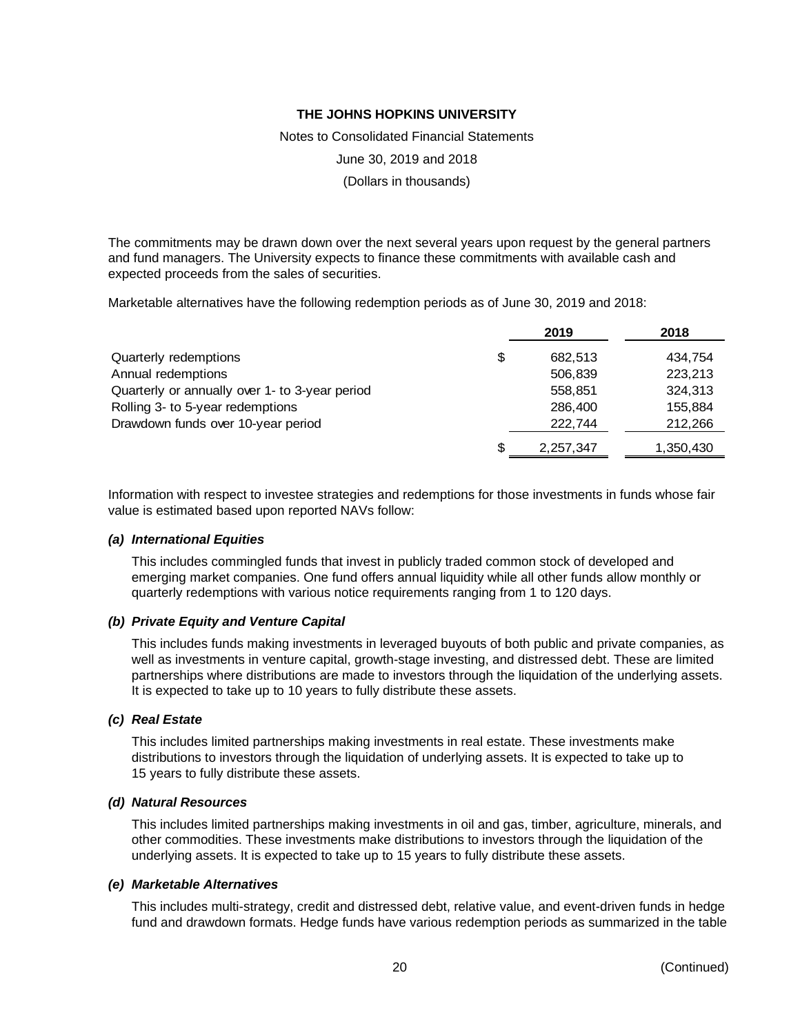The commitments may be drawn down over the next several years upon request by the general partners and fund managers. The University expects to finance these commitments with available cash and expected proceeds from the sales of securities.

Marketable alternatives have the following redemption periods as of June 30, 2019 and 2018:

| | 2019 | 2018 |
|---|---|---|
| Quarterly redemptions | $ 682,513 | 434,754 |
| Annual redemptions | 506,839 | 223,213 |
| Quarterly or annually over 1- to 3-year period | 558,851 | 324,313 |
| Rolling 3- to 5-year redemptions | 286,400 | 155,884 |
| Drawdown funds over 10-year period | 222,744 | 212,266 |
| | $ 2,257,347 | 1,350,430 |

Information with respect to investee strategies and redemptions for those investments in funds whose fair value is estimated based upon reported NAVs follow:

***(a) International Equities***

This includes commingled funds that invest in publicly traded common stock of developed and emerging market companies. One fund offers annual liquidity while all other funds allow monthly or quarterly redemptions with various notice requirements ranging from 1 to 120 days.

***(b) Private Equity and Venture Capital***

This includes funds making investments in leveraged buyouts of both public and private companies, as well as investments in venture capital, growth-stage investing, and distressed debt. These are limited partnerships where distributions are made to investors through the liquidation of the underlying assets. It is expected to take up to 10 years to fully distribute these assets.

***(c) Real Estate***

This includes limited partnerships making investments in real estate. These investments make distributions to investors through the liquidation of underlying assets. It is expected to take up to 15 years to fully distribute these assets.

***(d) Natural Resources***

This includes limited partnerships making investments in oil and gas, timber, agriculture, minerals, and other commodities. These investments make distributions to investors through the liquidation of the underlying assets. It is expected to take up to 15 years to fully distribute these assets.

***(e) Marketable Alternatives***

This includes multi-strategy, credit and distressed debt, relative value, and event-driven funds in hedge fund and drawdown formats. Hedge funds have various redemption periods as summarized in the table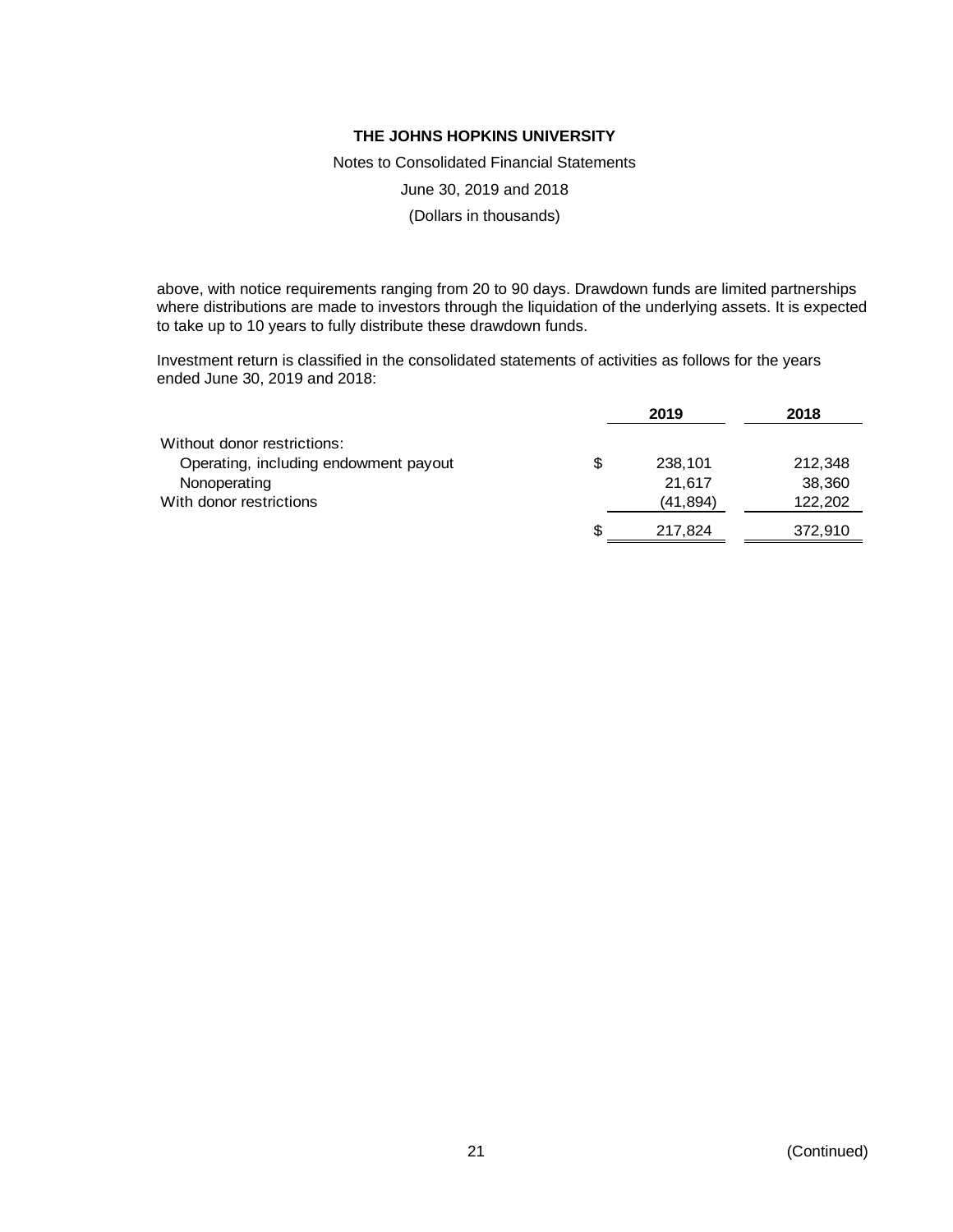above, with notice requirements ranging from 20 to 90 days. Drawdown funds are limited partnerships where distributions are made to investors through the liquidation of the underlying assets. It is expected to take up to 10 years to fully distribute these drawdown funds.

Investment return is classified in the consolidated statements of activities as follows for the years ended June 30, 2019 and 2018:

| | | 2019 | 2018 |
|---|---|---|---|
| Without donor restrictions: | | | |
| Operating, including endowment payout | $ | 238,101 | 212,348 |
| Nonoperating | | 21,617 | 38,360 |
| With donor restrictions | | (41,894) | 122,202 |
| | $ | 217,824 | 372,910 |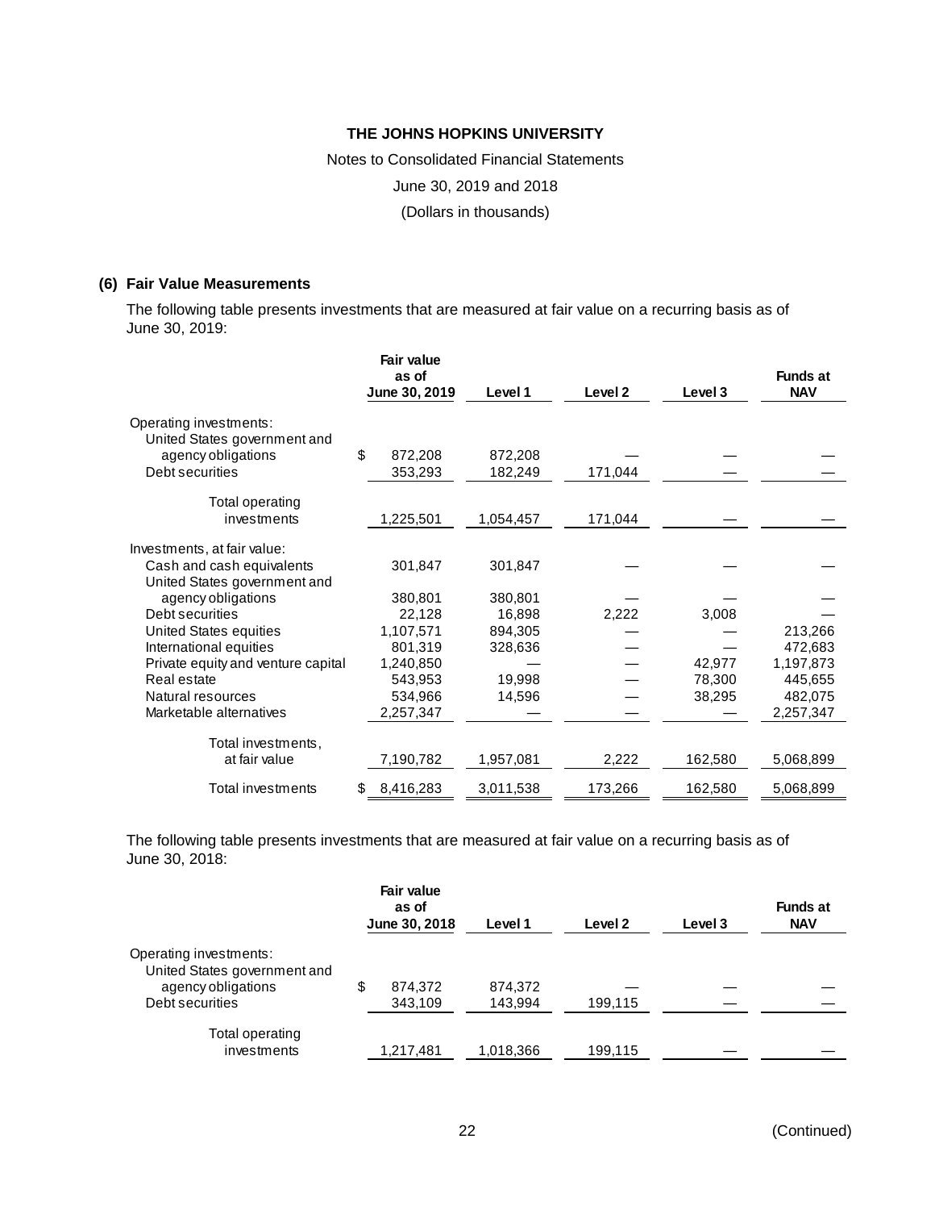**THE JOHNS HOPKINS UNIVERSITY**

Notes to Consolidated Financial Statements

June 30, 2019 and 2018

(Dollars in thousands)

## (6) Fair Value Measurements

The following table presents investments that are measured at fair value on a recurring basis as of June 30, 2019:

| | Fair value as of June 30, 2019 | Level 1 | Level 2 | Level 3 | Funds at NAV |
|---|---|---|---|---|---|
| Operating investments: | | | | | |
| United States government and agency obligations | $ 872,208 | 872,208 | — | — | — |
| Debt securities | 353,293 | 182,249 | 171,044 | — | — |
| Total operating investments | 1,225,501 | 1,054,457 | 171,044 | — | — |
| Investments, at fair value: | | | | | |
| Cash and cash equivalents | 301,847 | 301,847 | — | — | — |
| United States government and agency obligations | 380,801 | 380,801 | — | — | — |
| Debt securities | 22,128 | 16,898 | 2,222 | 3,008 | — |
| United States equities | 1,107,571 | 894,305 | — | — | 213,266 |
| International equities | 801,319 | 328,636 | — | — | 472,683 |
| Private equity and venture capital | 1,240,850 | — | — | 42,977 | 1,197,873 |
| Real estate | 543,953 | 19,998 | — | 78,300 | 445,655 |
| Natural resources | 534,966 | 14,596 | — | 38,295 | 482,075 |
| Marketable alternatives | 2,257,347 | — | — | — | 2,257,347 |
| Total investments, at fair value | 7,190,782 | 1,957,081 | 2,222 | 162,580 | 5,068,899 |
| Total investments | $ 8,416,283 | 3,011,538 | 173,266 | 162,580 | 5,068,899 |

The following table presents investments that are measured at fair value on a recurring basis as of June 30, 2018:

| | Fair value as of June 30, 2018 | Level 1 | Level 2 | Level 3 | Funds at NAV |
|---|---|---|---|---|---|
| Operating investments: | | | | | |
| United States government and agency obligations | $ 874,372 | 874,372 | — | — | — |
| Debt securities | 343,109 | 143,994 | 199,115 | — | — |
| Total operating investments | 1,217,481 | 1,018,366 | 199,115 | — | — |

(Continued)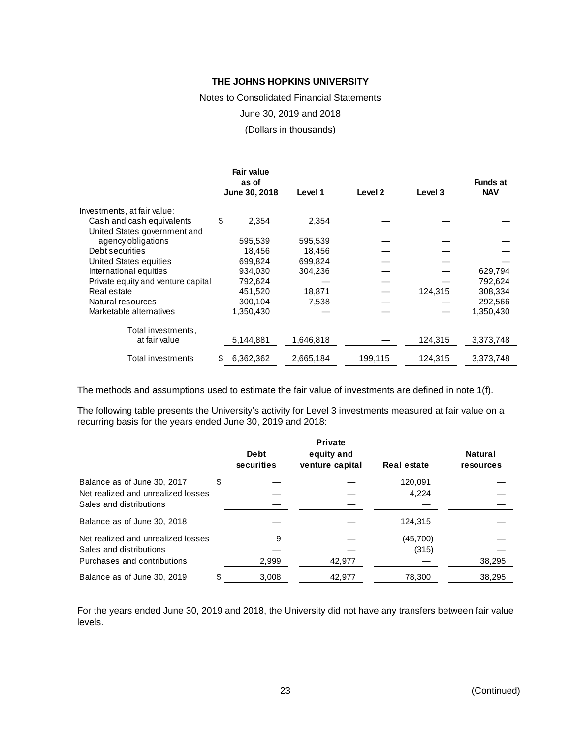**THE JOHNS HOPKINS UNIVERSITY**

Notes to Consolidated Financial Statements

June 30, 2019 and 2018

(Dollars in thousands)

| | Fair value as of June 30, 2018 | Level 1 | Level 2 | Level 3 | Funds at NAV |
|---|---|---|---|---|---|
| Investments, at fair value: | | | | | |
| Cash and cash equivalents | $ 2,354 | 2,354 | — | — | — |
| United States government and agency obligations | 595,539 | 595,539 | — | — | — |
| Debt securities | 18,456 | 18,456 | — | — | — |
| United States equities | 699,824 | 699,824 | — | — | — |
| International equities | 934,030 | 304,236 | — | — | 629,794 |
| Private equity and venture capital | 792,624 | — | — | — | 792,624 |
| Real estate | 451,520 | 18,871 | — | 124,315 | 308,334 |
| Natural resources | 300,104 | 7,538 | — | — | 292,566 |
| Marketable alternatives | 1,350,430 | — | — | — | 1,350,430 |
| Total investments, at fair value | 5,144,881 | 1,646,818 | — | 124,315 | 3,373,748 |
| Total investments | $ 6,362,362 | 2,665,184 | 199,115 | 124,315 | 3,373,748 |

The methods and assumptions used to estimate the fair value of investments are defined in note 1(f).

The following table presents the University's activity for Level 3 investments measured at fair value on a recurring basis for the years ended June 30, 2019 and 2018:

| | Debt securities | Private equity and venture capital | Real estate | Natural resources |
|---|---|---|---|---|
| Balance as of June 30, 2017 | $ — | — | 120,091 | — |
| Net realized and unrealized losses | — | — | 4,224 | — |
| Sales and distributions | — | — | — | — |
| Balance as of June 30, 2018 | — | — | 124,315 | — |
| Net realized and unrealized losses | 9 | — | (45,700) | — |
| Sales and distributions | — | — | (315) | — |
| Purchases and contributions | 2,999 | 42,977 | — | 38,295 |
| Balance as of June 30, 2019 | $ 3,008 | 42,977 | 78,300 | 38,295 |

For the years ended June 30, 2019 and 2018, the University did not have any transfers between fair value levels.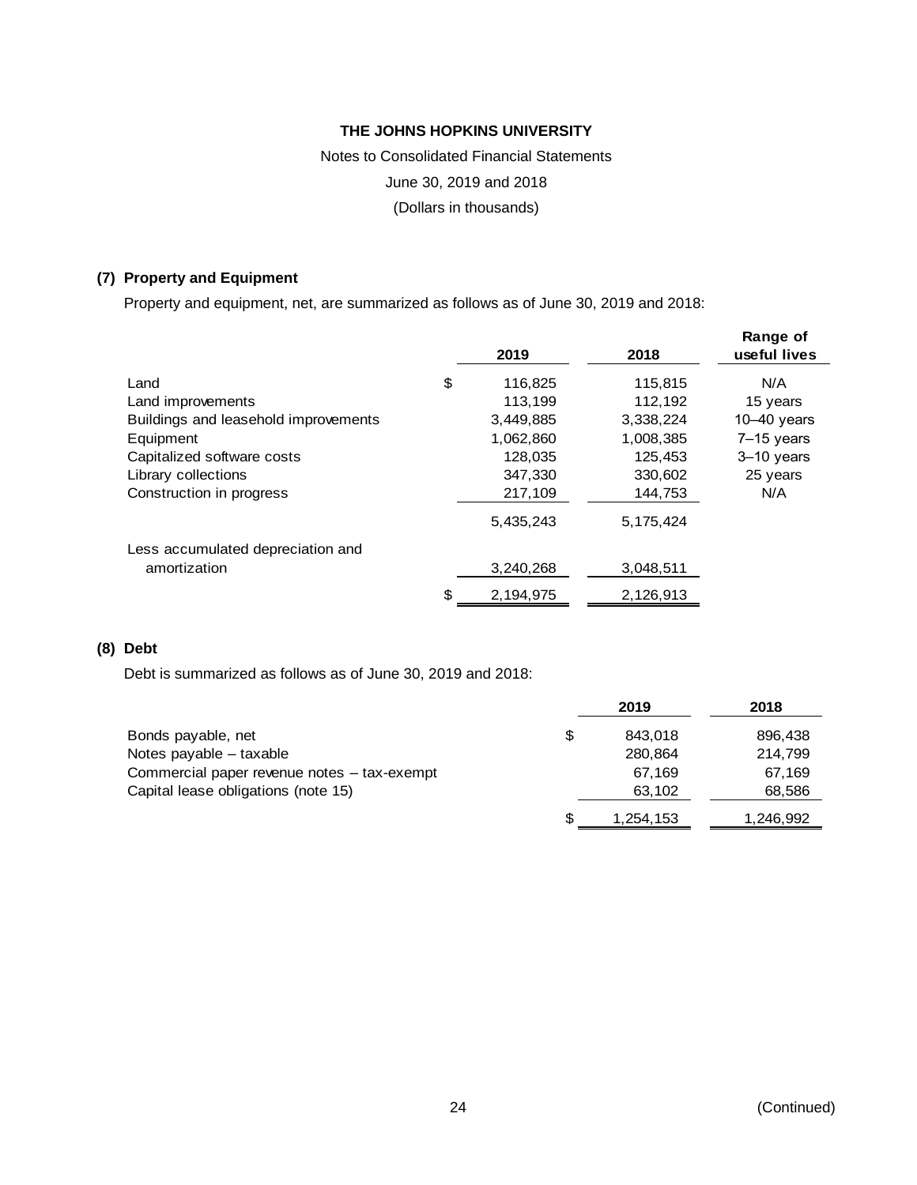**THE JOHNS HOPKINS UNIVERSITY**

Notes to Consolidated Financial Statements

June 30, 2019 and 2018

(Dollars in thousands)

## (7) Property and Equipment

Property and equipment, net, are summarized as follows as of June 30, 2019 and 2018:

| | 2019 | 2018 | Range of useful lives |
|---|---|---|---|
| Land | $ 116,825 | 115,815 | N/A |
| Land improvements | 113,199 | 112,192 | 15 years |
| Buildings and leasehold improvements | 3,449,885 | 3,338,224 | 10–40 years |
| Equipment | 1,062,860 | 1,008,385 | 7–15 years |
| Capitalized software costs | 128,035 | 125,453 | 3–10 years |
| Library collections | 347,330 | 330,602 | 25 years |
| Construction in progress | 217,109 | 144,753 | N/A |
| | 5,435,243 | 5,175,424 | |
| Less accumulated depreciation and amortization | 3,240,268 | 3,048,511 | |
| | $ 2,194,975 | 2,126,913 | |

## (8) Debt

Debt is summarized as follows as of June 30, 2019 and 2018:

| | 2019 | 2018 |
|---|---|---|
| Bonds payable, net | $ 843,018 | 896,438 |
| Notes payable – taxable | 280,864 | 214,799 |
| Commercial paper revenue notes – tax-exempt | 67,169 | 67,169 |
| Capital lease obligations (note 15) | 63,102 | 68,586 |
| | $ 1,254,153 | 1,246,992 |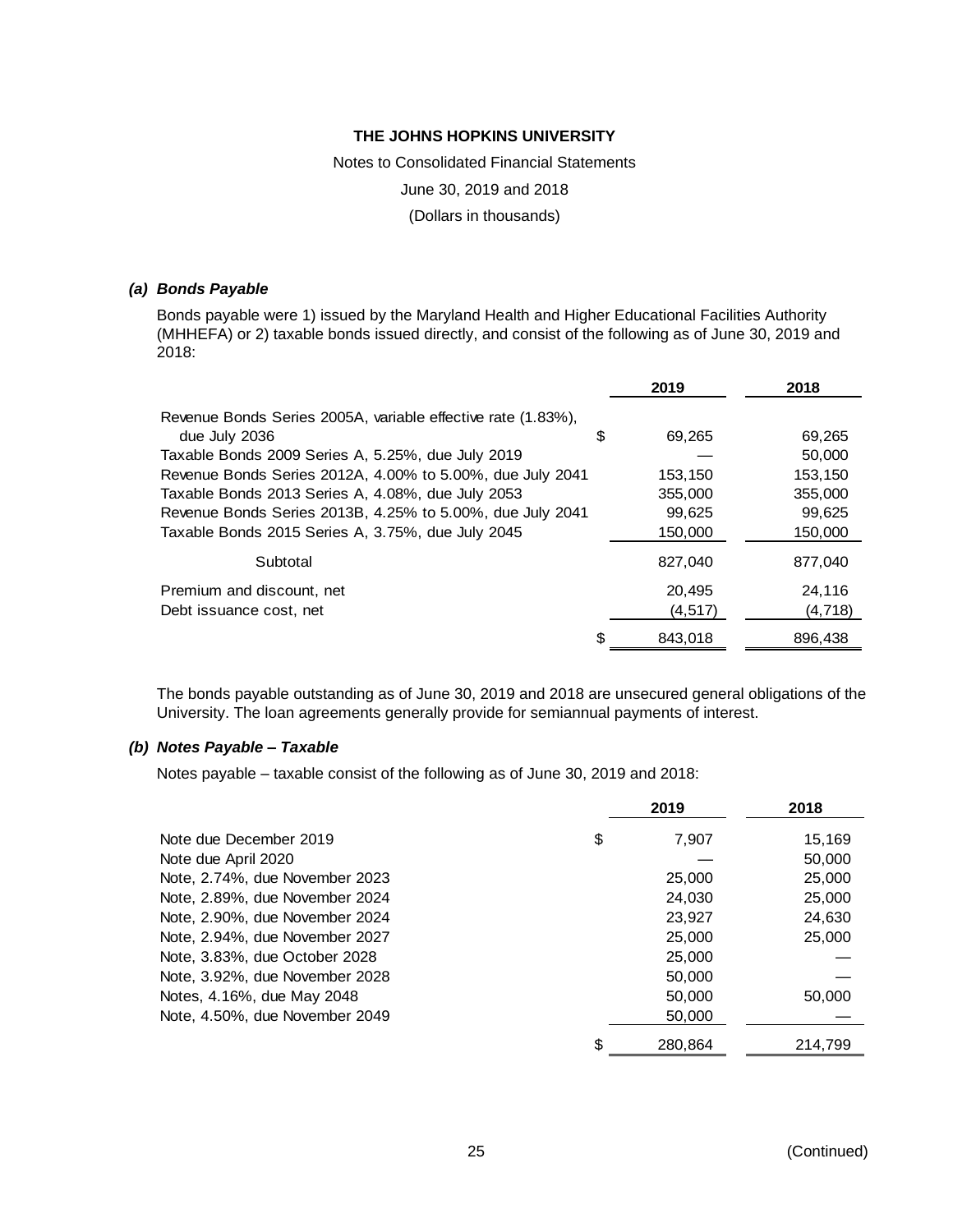**THE JOHNS HOPKINS UNIVERSITY**

Notes to Consolidated Financial Statements

June 30, 2019 and 2018

(Dollars in thousands)

### *(a) Bonds Payable*

Bonds payable were 1) issued by the Maryland Health and Higher Educational Facilities Authority (MHHEFA) or 2) taxable bonds issued directly, and consist of the following as of June 30, 2019 and 2018:

| | 2019 | 2018 |
|---|---|---|
| Revenue Bonds Series 2005A, variable effective rate (1.83%), due July 2036 | $ 69,265 | 69,265 |
| Taxable Bonds 2009 Series A, 5.25%, due July 2019 | — | 50,000 |
| Revenue Bonds Series 2012A, 4.00% to 5.00%, due July 2041 | 153,150 | 153,150 |
| Taxable Bonds 2013 Series A, 4.08%, due July 2053 | 355,000 | 355,000 |
| Revenue Bonds Series 2013B, 4.25% to 5.00%, due July 2041 | 99,625 | 99,625 |
| Taxable Bonds 2015 Series A, 3.75%, due July 2045 | 150,000 | 150,000 |
| Subtotal | 827,040 | 877,040 |
| Premium and discount, net | 20,495 | 24,116 |
| Debt issuance cost, net | (4,517) | (4,718) |
| | $ 843,018 | 896,438 |

The bonds payable outstanding as of June 30, 2019 and 2018 are unsecured general obligations of the University. The loan agreements generally provide for semiannual payments of interest.

### *(b) Notes Payable – Taxable*

Notes payable – taxable consist of the following as of June 30, 2019 and 2018:

| | 2019 | 2018 |
|---|---|---|
| Note due December 2019 | $ 7,907 | 15,169 |
| Note due April 2020 | — | 50,000 |
| Note, 2.74%, due November 2023 | 25,000 | 25,000 |
| Note, 2.89%, due November 2024 | 24,030 | 25,000 |
| Note, 2.90%, due November 2024 | 23,927 | 24,630 |
| Note, 2.94%, due November 2027 | 25,000 | 25,000 |
| Note, 3.83%, due October 2028 | 25,000 | — |
| Note, 3.92%, due November 2028 | 50,000 | — |
| Notes, 4.16%, due May 2048 | 50,000 | 50,000 |
| Note, 4.50%, due November 2049 | 50,000 | — |
| | $ 280,864 | 214,799 |

(Continued)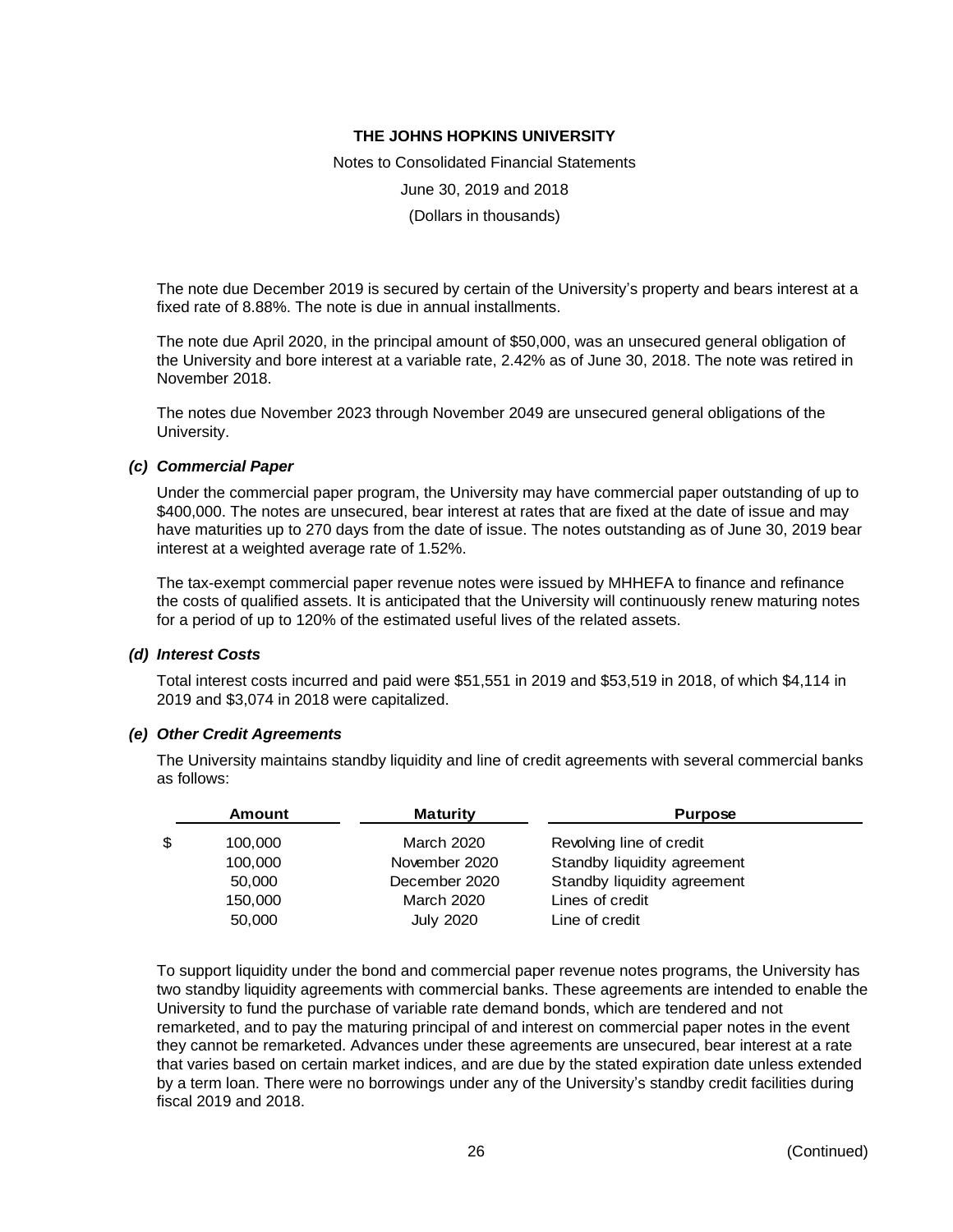THE JOHNS HOPKINS UNIVERSITY

Notes to Consolidated Financial Statements

June 30, 2019 and 2018

(Dollars in thousands)

The note due December 2019 is secured by certain of the University's property and bears interest at a fixed rate of 8.88%. The note is due in annual installments.

The note due April 2020, in the principal amount of $50,000, was an unsecured general obligation of the University and bore interest at a variable rate, 2.42% as of June 30, 2018. The note was retired in November 2018.

The notes due November 2023 through November 2049 are unsecured general obligations of the University.

### *(c) Commercial Paper*

Under the commercial paper program, the University may have commercial paper outstanding of up to $400,000. The notes are unsecured, bear interest at rates that are fixed at the date of issue and may have maturities up to 270 days from the date of issue. The notes outstanding as of June 30, 2019 bear interest at a weighted average rate of 1.52%.

The tax-exempt commercial paper revenue notes were issued by MHHEFA to finance and refinance the costs of qualified assets. It is anticipated that the University will continuously renew maturing notes for a period of up to 120% of the estimated useful lives of the related assets.

### *(d) Interest Costs*

Total interest costs incurred and paid were $51,551 in 2019 and $53,519 in 2018, of which $4,114 in 2019 and $3,074 in 2018 were capitalized.

### *(e) Other Credit Agreements*

The University maintains standby liquidity and line of credit agreements with several commercial banks as follows:

| Amount | Maturity | Purpose |
|---|---|---|
| $ 100,000 | March 2020 | Revolving line of credit |
| 100,000 | November 2020 | Standby liquidity agreement |
| 50,000 | December 2020 | Standby liquidity agreement |
| 150,000 | March 2020 | Lines of credit |
| 50,000 | July 2020 | Line of credit |

To support liquidity under the bond and commercial paper revenue notes programs, the University has two standby liquidity agreements with commercial banks. These agreements are intended to enable the University to fund the purchase of variable rate demand bonds, which are tendered and not remarketed, and to pay the maturing principal of and interest on commercial paper notes in the event they cannot be remarketed. Advances under these agreements are unsecured, bear interest at a rate that varies based on certain market indices, and are due by the stated expiration date unless extended by a term loan. There were no borrowings under any of the University's standby credit facilities during fiscal 2019 and 2018.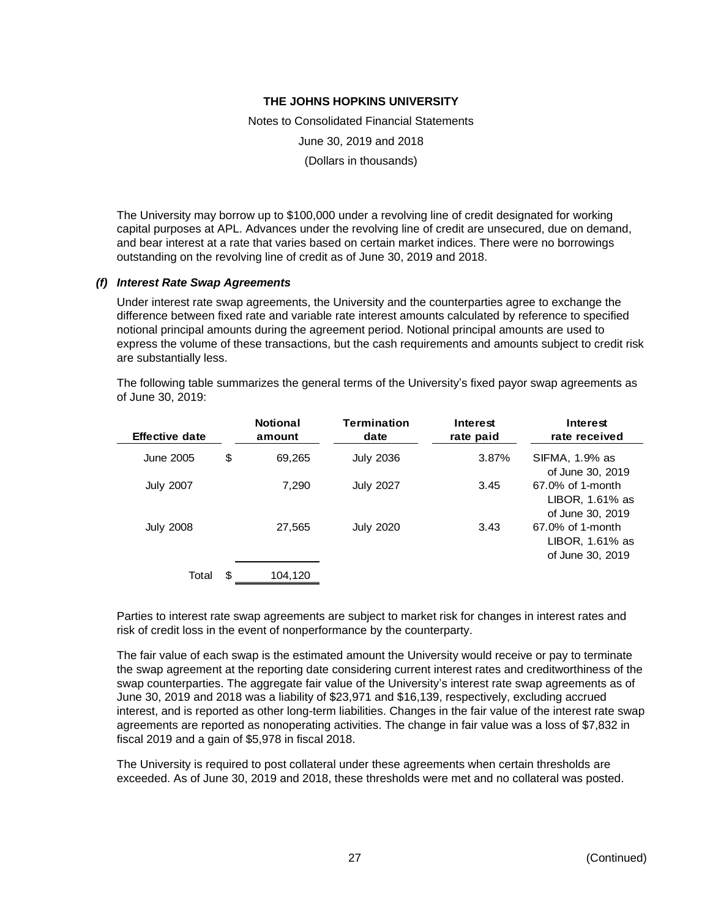The University may borrow up to \$100,000 under a revolving line of credit designated for working capital purposes at APL. Advances under the revolving line of credit are unsecured, due on demand, and bear interest at a rate that varies based on certain market indices. There were no borrowings outstanding on the revolving line of credit as of June 30, 2019 and 2018.

### *(f) Interest Rate Swap Agreements*

Under interest rate swap agreements, the University and the counterparties agree to exchange the difference between fixed rate and variable rate interest amounts calculated by reference to specified notional principal amounts during the agreement period. Notional principal amounts are used to express the volume of these transactions, but the cash requirements and amounts subject to credit risk are substantially less.

The following table summarizes the general terms of the University's fixed payor swap agreements as of June 30, 2019:

| Effective date | Notional amount | Termination date | Interest rate paid | Interest rate received |
|---|---|---|---|---|
| June 2005 | \$ 69,265 | July 2036 | 3.87% | SIFMA, 1.9% as of June 30, 2019 |
| July 2007 | 7,290 | July 2027 | 3.45 | 67.0% of 1-month LIBOR, 1.61% as of June 30, 2019 |
| July 2008 | 27,565 | July 2020 | 3.43 | 67.0% of 1-month LIBOR, 1.61% as of June 30, 2019 |
| Total | \$ 104,120 | | | |

Parties to interest rate swap agreements are subject to market risk for changes in interest rates and risk of credit loss in the event of nonperformance by the counterparty.

The fair value of each swap is the estimated amount the University would receive or pay to terminate the swap agreement at the reporting date considering current interest rates and creditworthiness of the swap counterparties. The aggregate fair value of the University's interest rate swap agreements as of June 30, 2019 and 2018 was a liability of \$23,971 and \$16,139, respectively, excluding accrued interest, and is reported as other long-term liabilities. Changes in the fair value of the interest rate swap agreements are reported as nonoperating activities. The change in fair value was a loss of \$7,832 in fiscal 2019 and a gain of \$5,978 in fiscal 2018.

The University is required to post collateral under these agreements when certain thresholds are exceeded. As of June 30, 2019 and 2018, these thresholds were met and no collateral was posted.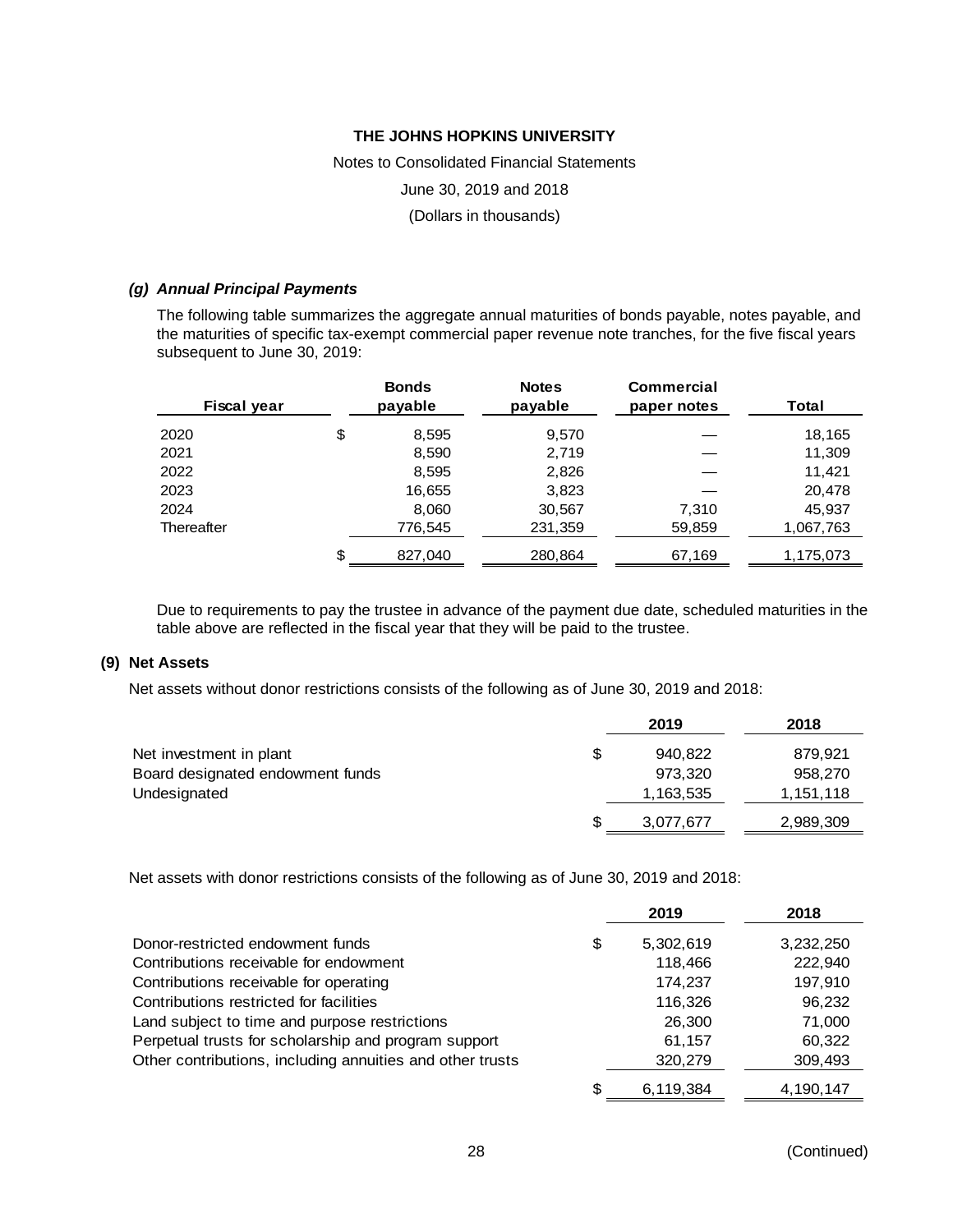THE JOHNS HOPKINS UNIVERSITY

Notes to Consolidated Financial Statements

June 30, 2019 and 2018

(Dollars in thousands)

### *(g) Annual Principal Payments*

The following table summarizes the aggregate annual maturities of bonds payable, notes payable, and the maturities of specific tax-exempt commercial paper revenue note tranches, for the five fiscal years subsequent to June 30, 2019:

| Fiscal year | Bonds payable | Notes payable | Commercial paper notes | Total |
|---|---|---|---|---|
| 2020 | $ 8,595 | 9,570 | — | 18,165 |
| 2021 | 8,590 | 2,719 | — | 11,309 |
| 2022 | 8,595 | 2,826 | — | 11,421 |
| 2023 | 16,655 | 3,823 | — | 20,478 |
| 2024 | 8,060 | 30,567 | 7,310 | 45,937 |
| Thereafter | 776,545 | 231,359 | 59,859 | 1,067,763 |
| | $ 827,040 | 280,864 | 67,169 | 1,175,073 |

Due to requirements to pay the trustee in advance of the payment due date, scheduled maturities in the table above are reflected in the fiscal year that they will be paid to the trustee.

## (9) Net Assets

Net assets without donor restrictions consists of the following as of June 30, 2019 and 2018:

| | 2019 | 2018 |
|---|---|---|
| Net investment in plant | $ 940,822 | 879,921 |
| Board designated endowment funds | 973,320 | 958,270 |
| Undesignated | 1,163,535 | 1,151,118 |
| | $ 3,077,677 | 2,989,309 |

Net assets with donor restrictions consists of the following as of June 30, 2019 and 2018:

| | 2019 | 2018 |
|---|---|---|
| Donor-restricted endowment funds | $ 5,302,619 | 3,232,250 |
| Contributions receivable for endowment | 118,466 | 222,940 |
| Contributions receivable for operating | 174,237 | 197,910 |
| Contributions restricted for facilities | 116,326 | 96,232 |
| Land subject to time and purpose restrictions | 26,300 | 71,000 |
| Perpetual trusts for scholarship and program support | 61,157 | 60,322 |
| Other contributions, including annuities and other trusts | 320,279 | 309,493 |
| | $ 6,119,384 | 4,190,147 |

(Continued)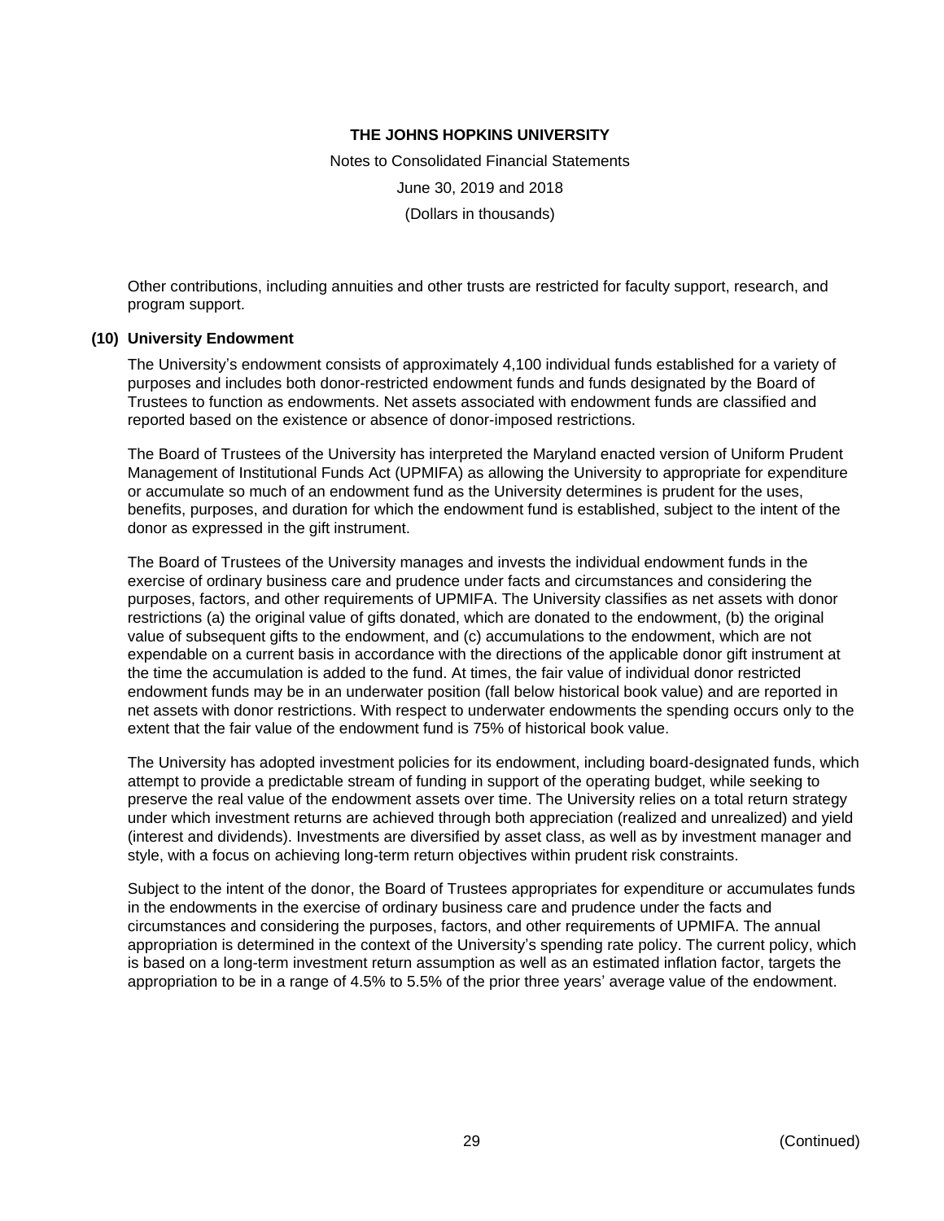Other contributions, including annuities and other trusts are restricted for faculty support, research, and program support.

## (10) University Endowment

The University's endowment consists of approximately 4,100 individual funds established for a variety of purposes and includes both donor-restricted endowment funds and funds designated by the Board of Trustees to function as endowments. Net assets associated with endowment funds are classified and reported based on the existence or absence of donor-imposed restrictions.

The Board of Trustees of the University has interpreted the Maryland enacted version of Uniform Prudent Management of Institutional Funds Act (UPMIFA) as allowing the University to appropriate for expenditure or accumulate so much of an endowment fund as the University determines is prudent for the uses, benefits, purposes, and duration for which the endowment fund is established, subject to the intent of the donor as expressed in the gift instrument.

The Board of Trustees of the University manages and invests the individual endowment funds in the exercise of ordinary business care and prudence under facts and circumstances and considering the purposes, factors, and other requirements of UPMIFA. The University classifies as net assets with donor restrictions (a) the original value of gifts donated, which are donated to the endowment, (b) the original value of subsequent gifts to the endowment, and (c) accumulations to the endowment, which are not expendable on a current basis in accordance with the directions of the applicable donor gift instrument at the time the accumulation is added to the fund. At times, the fair value of individual donor restricted endowment funds may be in an underwater position (fall below historical book value) and are reported in net assets with donor restrictions. With respect to underwater endowments the spending occurs only to the extent that the fair value of the endowment fund is 75% of historical book value.

The University has adopted investment policies for its endowment, including board-designated funds, which attempt to provide a predictable stream of funding in support of the operating budget, while seeking to preserve the real value of the endowment assets over time. The University relies on a total return strategy under which investment returns are achieved through both appreciation (realized and unrealized) and yield (interest and dividends). Investments are diversified by asset class, as well as by investment manager and style, with a focus on achieving long-term return objectives within prudent risk constraints.

Subject to the intent of the donor, the Board of Trustees appropriates for expenditure or accumulates funds in the endowments in the exercise of ordinary business care and prudence under the facts and circumstances and considering the purposes, factors, and other requirements of UPMIFA. The annual appropriation is determined in the context of the University's spending rate policy. The current policy, which is based on a long-term investment return assumption as well as an estimated inflation factor, targets the appropriation to be in a range of 4.5% to 5.5% of the prior three years' average value of the endowment.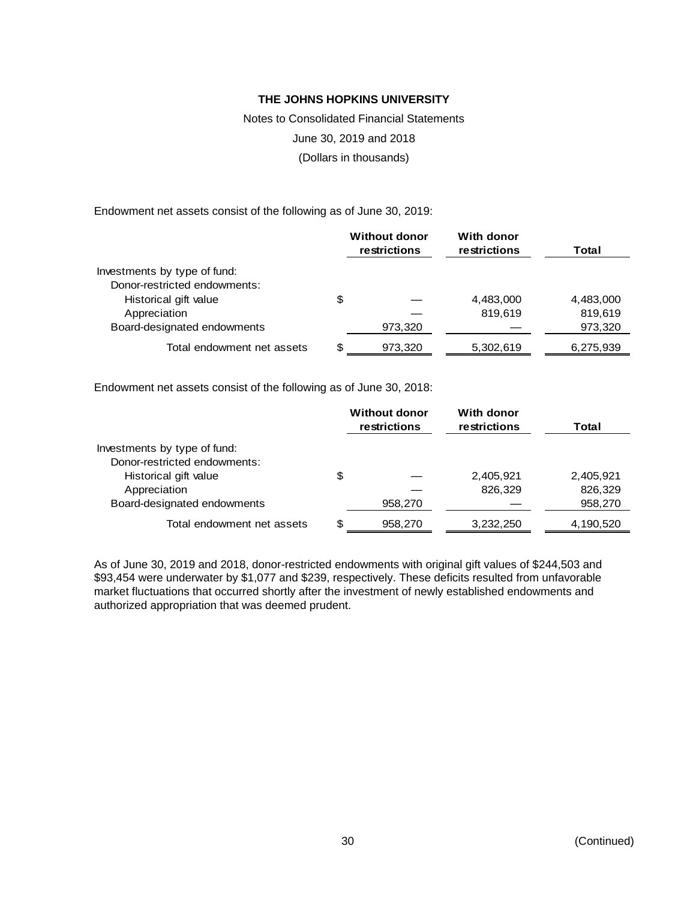Endowment net assets consist of the following as of June 30, 2019:

| | Without donor restrictions | With donor restrictions | Total |
|---|---|---|---|
| Investments by type of fund: | | | |
| Donor-restricted endowments: | | | |
| Historical gift value | $ — | 4,483,000 | 4,483,000 |
| Appreciation | — | 819,619 | 819,619 |
| Board-designated endowments | 973,320 | — | 973,320 |
| Total endowment net assets | $ 973,320 | 5,302,619 | 6,275,939 |

Endowment net assets consist of the following as of June 30, 2018:

| | Without donor restrictions | With donor restrictions | Total |
|---|---|---|---|
| Investments by type of fund: | | | |
| Donor-restricted endowments: | | | |
| Historical gift value | $ — | 2,405,921 | 2,405,921 |
| Appreciation | — | 826,329 | 826,329 |
| Board-designated endowments | 958,270 | — | 958,270 |
| Total endowment net assets | $ 958,270 | 3,232,250 | 4,190,520 |

As of June 30, 2019 and 2018, donor-restricted endowments with original gift values of $244,503 and $93,454 were underwater by $1,077 and $239, respectively. These deficits resulted from unfavorable market fluctuations that occurred shortly after the investment of newly established endowments and authorized appropriation that was deemed prudent.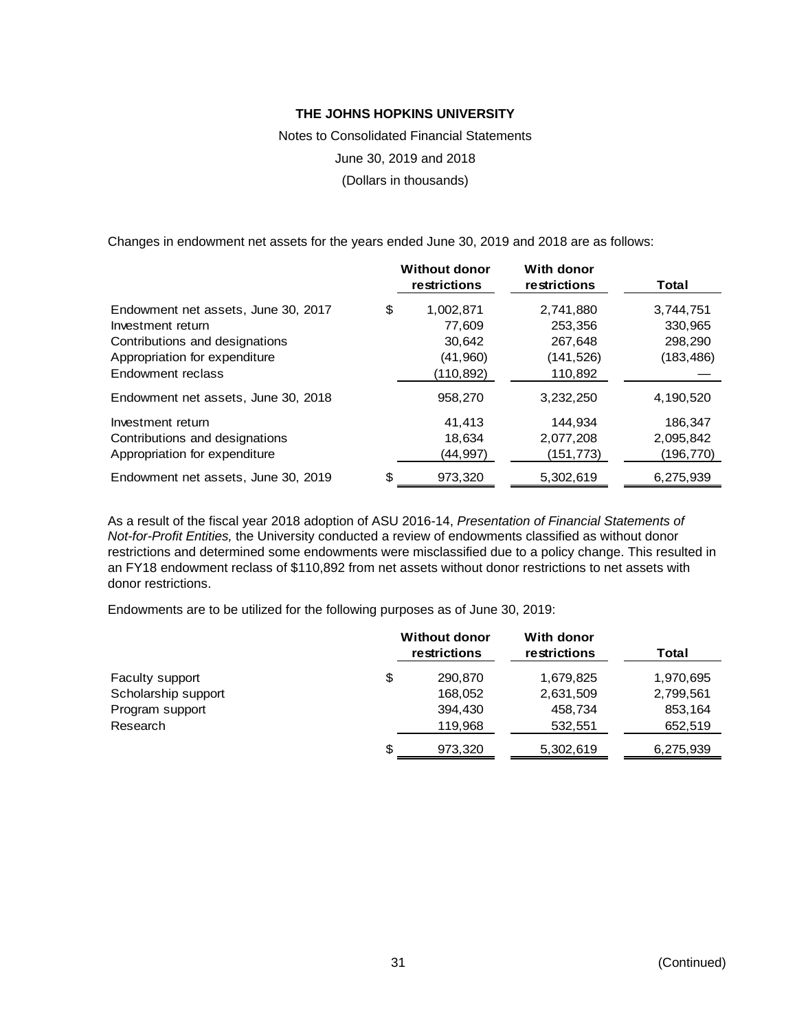**THE JOHNS HOPKINS UNIVERSITY**

Notes to Consolidated Financial Statements

June 30, 2019 and 2018

(Dollars in thousands)

Changes in endowment net assets for the years ended June 30, 2019 and 2018 are as follows:

| | Without donor restrictions | With donor restrictions | Total |
|---|---|---|---|
| Endowment net assets, June 30, 2017 | $ 1,002,871 | 2,741,880 | 3,744,751 |
| Investment return | 77,609 | 253,356 | 330,965 |
| Contributions and designations | 30,642 | 267,648 | 298,290 |
| Appropriation for expenditure | (41,960) | (141,526) | (183,486) |
| Endowment reclass | (110,892) | 110,892 | — |
| Endowment net assets, June 30, 2018 | 958,270 | 3,232,250 | 4,190,520 |
| Investment return | 41,413 | 144,934 | 186,347 |
| Contributions and designations | 18,634 | 2,077,208 | 2,095,842 |
| Appropriation for expenditure | (44,997) | (151,773) | (196,770) |
| Endowment net assets, June 30, 2019 | $ 973,320 | 5,302,619 | 6,275,939 |

As a result of the fiscal year 2018 adoption of ASU 2016-14, *Presentation of Financial Statements of Not-for-Profit Entities,* the University conducted a review of endowments classified as without donor restrictions and determined some endowments were misclassified due to a policy change. This resulted in an FY18 endowment reclass of $110,892 from net assets without donor restrictions to net assets with donor restrictions.

Endowments are to be utilized for the following purposes as of June 30, 2019:

| | Without donor restrictions | With donor restrictions | Total |
|---|---|---|---|
| Faculty support | $ 290,870 | 1,679,825 | 1,970,695 |
| Scholarship support | 168,052 | 2,631,509 | 2,799,561 |
| Program support | 394,430 | 458,734 | 853,164 |
| Research | 119,968 | 532,551 | 652,519 |
| | $ 973,320 | 5,302,619 | 6,275,939 |

(Continued)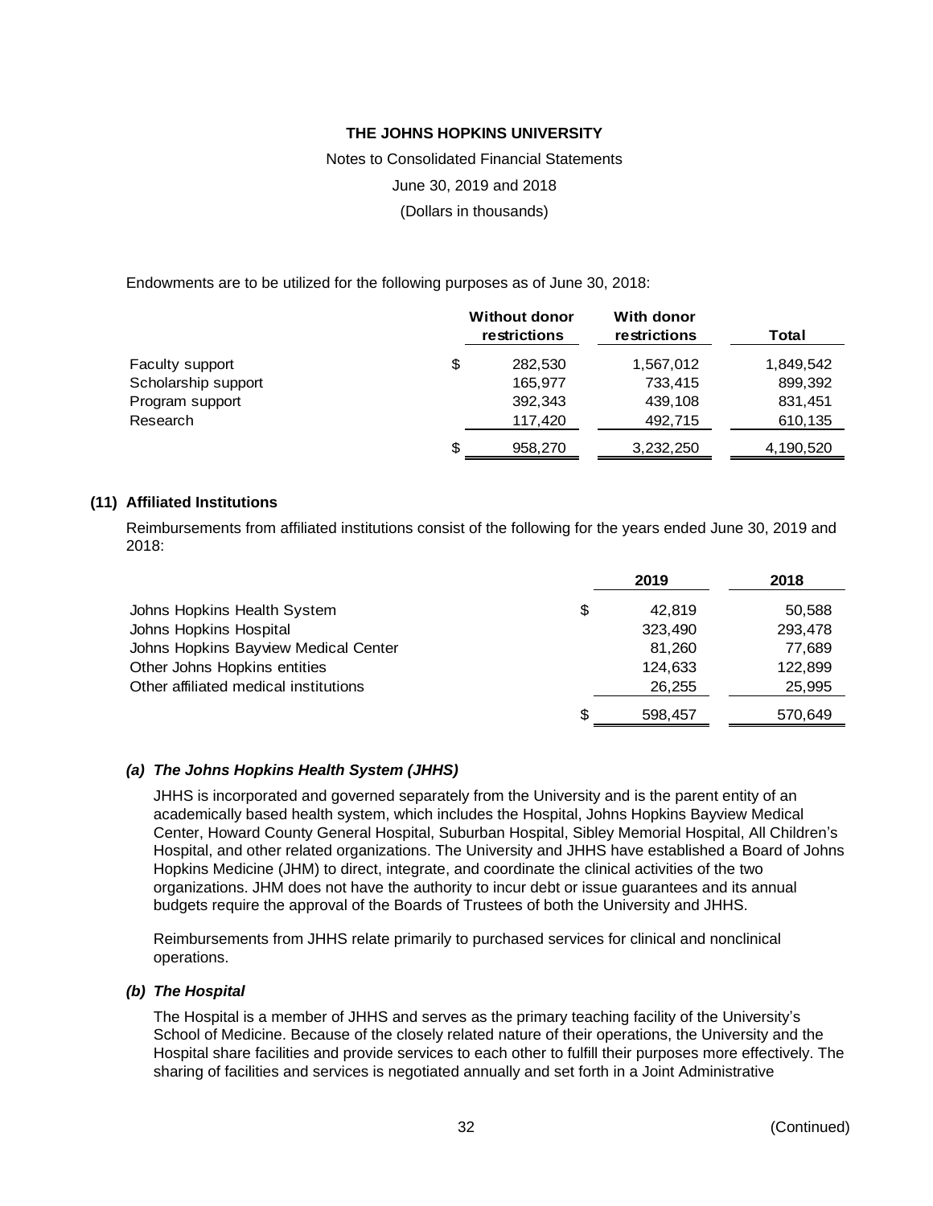Endowments are to be utilized for the following purposes as of June 30, 2018:

| | Without donor restrictions | With donor restrictions | Total |
|---|---|---|---|
| Faculty support | $ 282,530 | 1,567,012 | 1,849,542 |
| Scholarship support | 165,977 | 733,415 | 899,392 |
| Program support | 392,343 | 439,108 | 831,451 |
| Research | 117,420 | 492,715 | 610,135 |
| | $ 958,270 | 3,232,250 | 4,190,520 |

## (11) Affiliated Institutions

Reimbursements from affiliated institutions consist of the following for the years ended June 30, 2019 and 2018:

| | 2019 | 2018 |
|---|---|---|
| Johns Hopkins Health System | $ 42,819 | 50,588 |
| Johns Hopkins Hospital | 323,490 | 293,478 |
| Johns Hopkins Bayview Medical Center | 81,260 | 77,689 |
| Other Johns Hopkins entities | 124,633 | 122,899 |
| Other affiliated medical institutions | 26,255 | 25,995 |
| | $ 598,457 | 570,649 |

### *(a) The Johns Hopkins Health System (JHHS)*

JHHS is incorporated and governed separately from the University and is the parent entity of an academically based health system, which includes the Hospital, Johns Hopkins Bayview Medical Center, Howard County General Hospital, Suburban Hospital, Sibley Memorial Hospital, All Children's Hospital, and other related organizations. The University and JHHS have established a Board of Johns Hopkins Medicine (JHM) to direct, integrate, and coordinate the clinical activities of the two organizations. JHM does not have the authority to incur debt or issue guarantees and its annual budgets require the approval of the Boards of Trustees of both the University and JHHS.

Reimbursements from JHHS relate primarily to purchased services for clinical and nonclinical operations.

### *(b) The Hospital*

The Hospital is a member of JHHS and serves as the primary teaching facility of the University's School of Medicine. Because of the closely related nature of their operations, the University and the Hospital share facilities and provide services to each other to fulfill their purposes more effectively. The sharing of facilities and services is negotiated annually and set forth in a Joint Administrative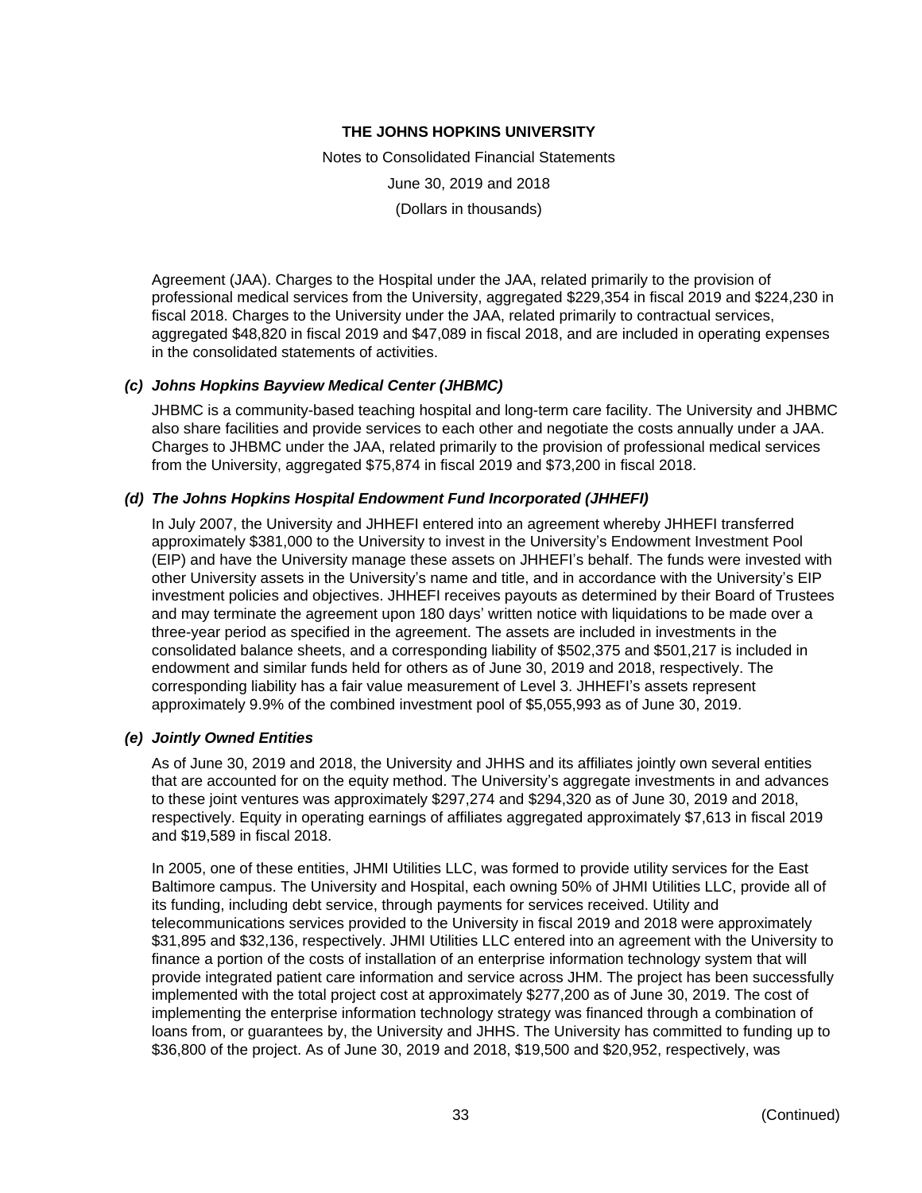Agreement (JAA). Charges to the Hospital under the JAA, related primarily to the provision of professional medical services from the University, aggregated $229,354 in fiscal 2019 and $224,230 in fiscal 2018. Charges to the University under the JAA, related primarily to contractual services, aggregated $48,820 in fiscal 2019 and $47,089 in fiscal 2018, and are included in operating expenses in the consolidated statements of activities.

### *(c) Johns Hopkins Bayview Medical Center (JHBMC)*

JHBMC is a community-based teaching hospital and long-term care facility. The University and JHBMC also share facilities and provide services to each other and negotiate the costs annually under a JAA. Charges to JHBMC under the JAA, related primarily to the provision of professional medical services from the University, aggregated $75,874 in fiscal 2019 and $73,200 in fiscal 2018.

### *(d) The Johns Hopkins Hospital Endowment Fund Incorporated (JHHEFI)*

In July 2007, the University and JHHEFI entered into an agreement whereby JHHEFI transferred approximately $381,000 to the University to invest in the University's Endowment Investment Pool (EIP) and have the University manage these assets on JHHEFI's behalf. The funds were invested with other University assets in the University's name and title, and in accordance with the University's EIP investment policies and objectives. JHHEFI receives payouts as determined by their Board of Trustees and may terminate the agreement upon 180 days' written notice with liquidations to be made over a three-year period as specified in the agreement. The assets are included in investments in the consolidated balance sheets, and a corresponding liability of $502,375 and $501,217 is included in endowment and similar funds held for others as of June 30, 2019 and 2018, respectively. The corresponding liability has a fair value measurement of Level 3. JHHEFI's assets represent approximately 9.9% of the combined investment pool of $5,055,993 as of June 30, 2019.

### *(e) Jointly Owned Entities*

As of June 30, 2019 and 2018, the University and JHHS and its affiliates jointly own several entities that are accounted for on the equity method. The University's aggregate investments in and advances to these joint ventures was approximately $297,274 and $294,320 as of June 30, 2019 and 2018, respectively. Equity in operating earnings of affiliates aggregated approximately $7,613 in fiscal 2019 and $19,589 in fiscal 2018.

In 2005, one of these entities, JHMI Utilities LLC, was formed to provide utility services for the East Baltimore campus. The University and Hospital, each owning 50% of JHMI Utilities LLC, provide all of its funding, including debt service, through payments for services received. Utility and telecommunications services provided to the University in fiscal 2019 and 2018 were approximately $31,895 and $32,136, respectively. JHMI Utilities LLC entered into an agreement with the University to finance a portion of the costs of installation of an enterprise information technology system that will provide integrated patient care information and service across JHM. The project has been successfully implemented with the total project cost at approximately $277,200 as of June 30, 2019. The cost of implementing the enterprise information technology strategy was financed through a combination of loans from, or guarantees by, the University and JHHS. The University has committed to funding up to $36,800 of the project. As of June 30, 2019 and 2018, $19,500 and $20,952, respectively, was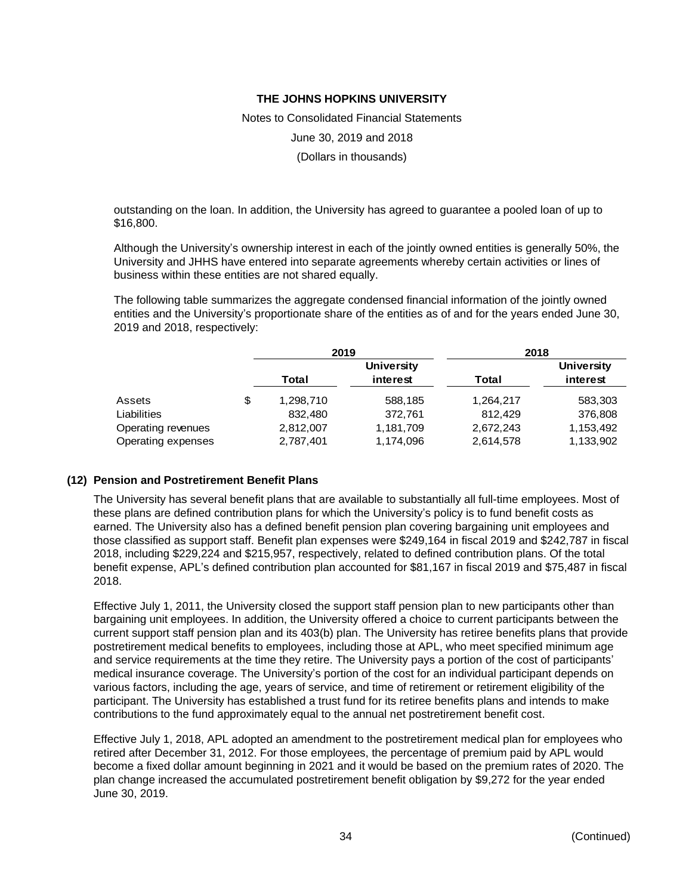outstanding on the loan. In addition, the University has agreed to guarantee a pooled loan of up to $16,800.

Although the University's ownership interest in each of the jointly owned entities is generally 50%, the University and JHHS have entered into separate agreements whereby certain activities or lines of business within these entities are not shared equally.

The following table summarizes the aggregate condensed financial information of the jointly owned entities and the University's proportionate share of the entities as of and for the years ended June 30, 2019 and 2018, respectively:

| | 2019 | | 2018 | |
|---|---|---|---|---|
| | Total | University interest | Total | University interest |
| Assets | $ 1,298,710 | 588,185 | 1,264,217 | 583,303 |
| Liabilities | 832,480 | 372,761 | 812,429 | 376,808 |
| Operating revenues | 2,812,007 | 1,181,709 | 2,672,243 | 1,153,492 |
| Operating expenses | 2,787,401 | 1,174,096 | 2,614,578 | 1,133,902 |

## (12) Pension and Postretirement Benefit Plans

The University has several benefit plans that are available to substantially all full-time employees. Most of these plans are defined contribution plans for which the University's policy is to fund benefit costs as earned. The University also has a defined benefit pension plan covering bargaining unit employees and those classified as support staff. Benefit plan expenses were $249,164 in fiscal 2019 and $242,787 in fiscal 2018, including $229,224 and $215,957, respectively, related to defined contribution plans. Of the total benefit expense, APL's defined contribution plan accounted for $81,167 in fiscal 2019 and $75,487 in fiscal 2018.

Effective July 1, 2011, the University closed the support staff pension plan to new participants other than bargaining unit employees. In addition, the University offered a choice to current participants between the current support staff pension plan and its 403(b) plan. The University has retiree benefits plans that provide postretirement medical benefits to employees, including those at APL, who meet specified minimum age and service requirements at the time they retire. The University pays a portion of the cost of participants' medical insurance coverage. The University's portion of the cost for an individual participant depends on various factors, including the age, years of service, and time of retirement or retirement eligibility of the participant. The University has established a trust fund for its retiree benefits plans and intends to make contributions to the fund approximately equal to the annual net postretirement benefit cost.

Effective July 1, 2018, APL adopted an amendment to the postretirement medical plan for employees who retired after December 31, 2012. For those employees, the percentage of premium paid by APL would become a fixed dollar amount beginning in 2021 and it would be based on the premium rates of 2020. The plan change increased the accumulated postretirement benefit obligation by $9,272 for the year ended June 30, 2019.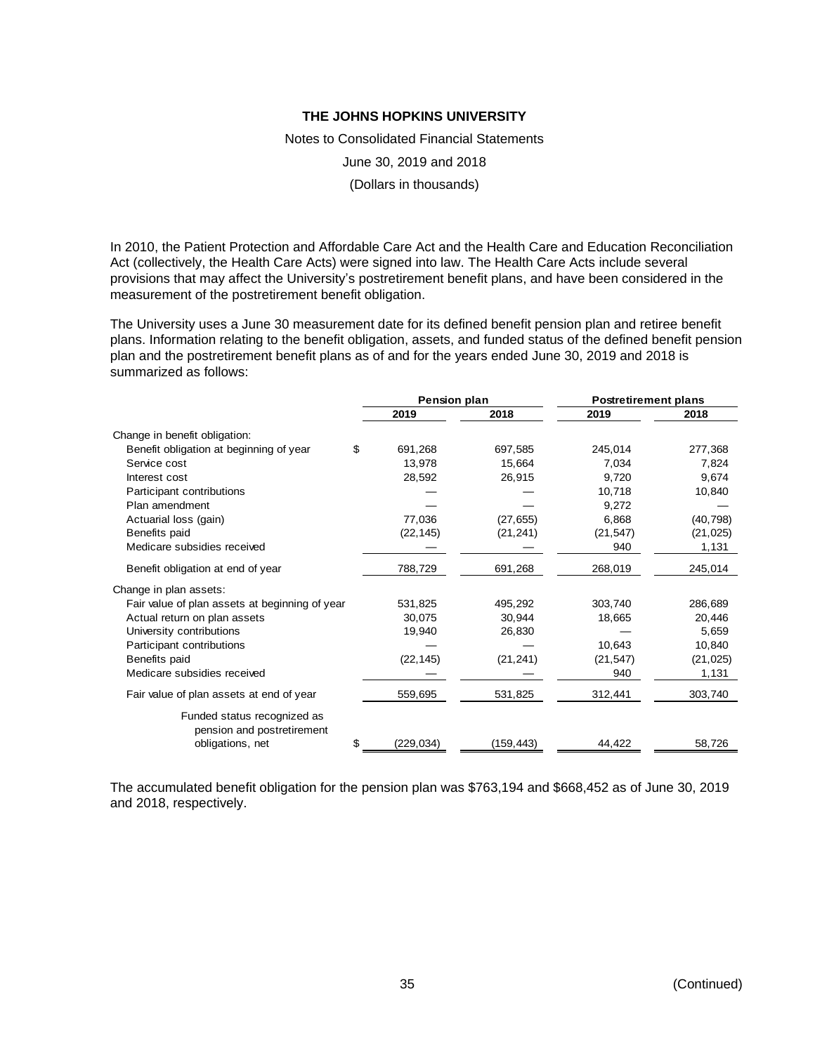**THE JOHNS HOPKINS UNIVERSITY**

Notes to Consolidated Financial Statements

June 30, 2019 and 2018

(Dollars in thousands)

In 2010, the Patient Protection and Affordable Care Act and the Health Care and Education Reconciliation Act (collectively, the Health Care Acts) were signed into law. The Health Care Acts include several provisions that may affect the University's postretirement benefit plans, and have been considered in the measurement of the postretirement benefit obligation.

The University uses a June 30 measurement date for its defined benefit pension plan and retiree benefit plans. Information relating to the benefit obligation, assets, and funded status of the defined benefit pension plan and the postretirement benefit plans as of and for the years ended June 30, 2019 and 2018 is summarized as follows:

| | Pension plan | | Postretirement plans | |
|---|---|---|---|---|
| | 2019 | 2018 | 2019 | 2018 |
| Change in benefit obligation: | | | | |
| Benefit obligation at beginning of year | $ 691,268 | 697,585 | 245,014 | 277,368 |
| Service cost | 13,978 | 15,664 | 7,034 | 7,824 |
| Interest cost | 28,592 | 26,915 | 9,720 | 9,674 |
| Participant contributions | — | — | 10,718 | 10,840 |
| Plan amendment | — | — | 9,272 | — |
| Actuarial loss (gain) | 77,036 | (27,655) | 6,868 | (40,798) |
| Benefits paid | (22,145) | (21,241) | (21,547) | (21,025) |
| Medicare subsidies received | — | — | 940 | 1,131 |
| Benefit obligation at end of year | 788,729 | 691,268 | 268,019 | 245,014 |
| Change in plan assets: | | | | |
| Fair value of plan assets at beginning of year | 531,825 | 495,292 | 303,740 | 286,689 |
| Actual return on plan assets | 30,075 | 30,944 | 18,665 | 20,446 |
| University contributions | 19,940 | 26,830 | — | 5,659 |
| Participant contributions | — | — | 10,643 | 10,840 |
| Benefits paid | (22,145) | (21,241) | (21,547) | (21,025) |
| Medicare subsidies received | — | — | 940 | 1,131 |
| Fair value of plan assets at end of year | 559,695 | 531,825 | 312,441 | 303,740 |
| Funded status recognized as pension and postretirement obligations, net | $ (229,034) | (159,443) | 44,422 | 58,726 |

The accumulated benefit obligation for the pension plan was $763,194 and $668,452 as of June 30, 2019 and 2018, respectively.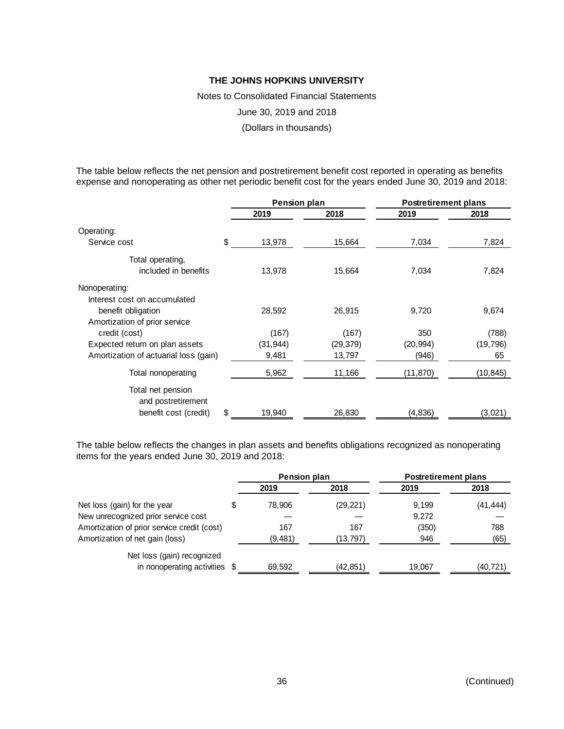**THE JOHNS HOPKINS UNIVERSITY**

Notes to Consolidated Financial Statements

June 30, 2019 and 2018

(Dollars in thousands)

The table below reflects the net pension and postretirement benefit cost reported in operating as benefits expense and nonoperating as other net periodic benefit cost for the years ended June 30, 2019 and 2018:

| | Pension plan | | Postretirement plans | |
|---|---|---|---|---|
| | 2019 | 2018 | 2019 | 2018 |
| Operating: | | | | |
| Service cost | $ 13,978 | 15,664 | 7,034 | 7,824 |
| Total operating, included in benefits | 13,978 | 15,664 | 7,034 | 7,824 |
| Nonoperating: | | | | |
| Interest cost on accumulated benefit obligation | 28,592 | 26,915 | 9,720 | 9,674 |
| Amortization of prior service credit (cost) | (167) | (167) | 350 | (788) |
| Expected return on plan assets | (31,944) | (29,379) | (20,994) | (19,796) |
| Amortization of actuarial loss (gain) | 9,481 | 13,797 | (946) | 65 |
| Total nonoperating | 5,962 | 11,166 | (11,870) | (10,845) |
| Total net pension and postretirement benefit cost (credit) | $ 19,940 | 26,830 | (4,836) | (3,021) |

The table below reflects the changes in plan assets and benefits obligations recognized as nonoperating items for the years ended June 30, 2019 and 2018:

| | Pension plan | | Postretirement plans | |
|---|---|---|---|---|
| | 2019 | 2018 | 2019 | 2018 |
| Net loss (gain) for the year | $ 78,906 | (29,221) | 9,199 | (41,444) |
| New unrecognized prior service cost | — | — | 9,272 | — |
| Amortization of prior service credit (cost) | 167 | 167 | (350) | 788 |
| Amortization of net gain (loss) | (9,481) | (13,797) | 946 | (65) |
| Net loss (gain) recognized in nonoperating activities | $ 69,592 | (42,851) | 19,067 | (40,721) |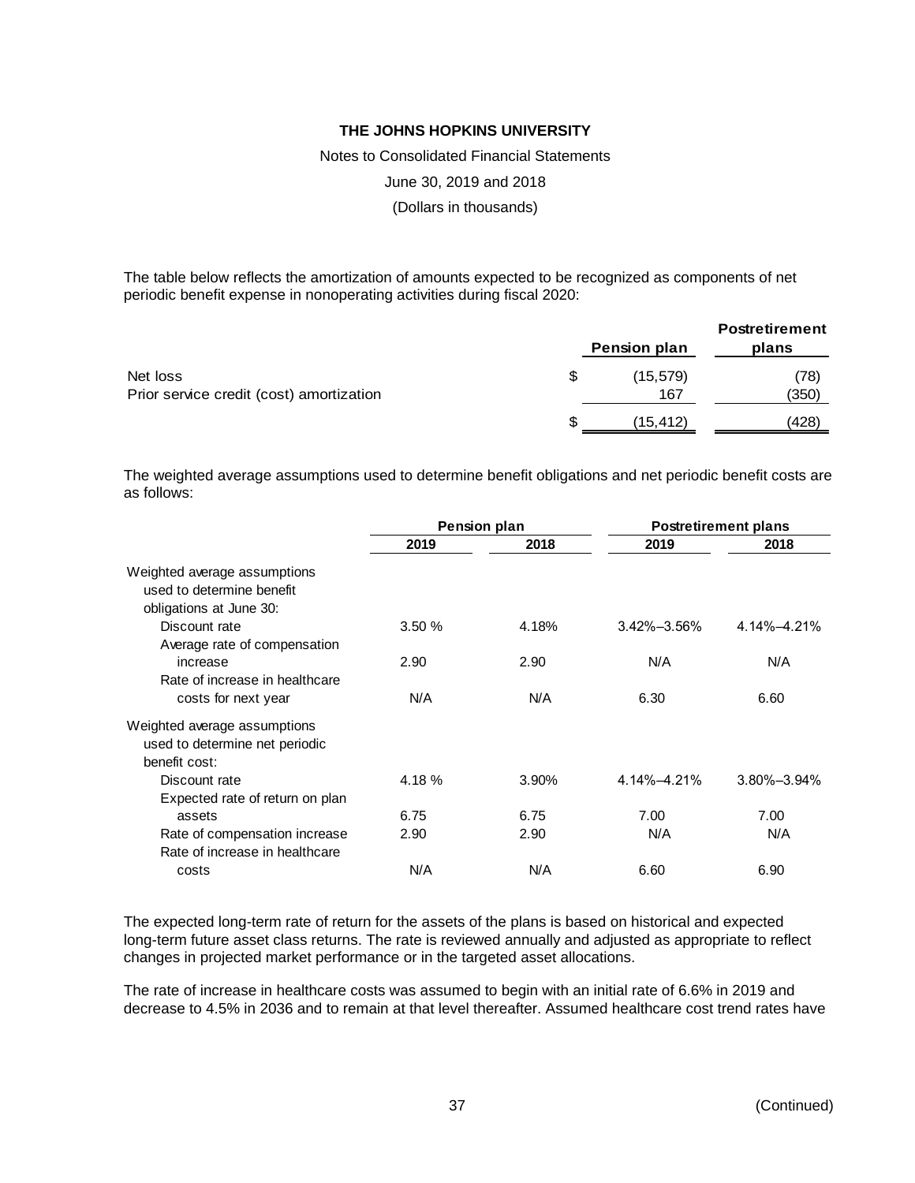**THE JOHNS HOPKINS UNIVERSITY**

Notes to Consolidated Financial Statements

June 30, 2019 and 2018

(Dollars in thousands)

The table below reflects the amortization of amounts expected to be recognized as components of net periodic benefit expense in nonoperating activities during fiscal 2020:

| | Pension plan | Postretirement plans |
|---|---|---|
| Net loss | $ (15,579) | (78) |
| Prior service credit (cost) amortization | 167 | (350) |
| | $ (15,412) | (428) |

The weighted average assumptions used to determine benefit obligations and net periodic benefit costs are as follows:

| | Pension plan | | Postretirement plans | |
|---|---|---|---|---|
| | 2019 | 2018 | 2019 | 2018 |
| Weighted average assumptions used to determine benefit obligations at June 30: | | | | |
| Discount rate | 3.50 % | 4.18% | 3.42%–3.56% | 4.14%–4.21% |
| Average rate of compensation increase | 2.90 | 2.90 | N/A | N/A |
| Rate of increase in healthcare costs for next year | N/A | N/A | 6.30 | 6.60 |
| Weighted average assumptions used to determine net periodic benefit cost: | | | | |
| Discount rate | 4.18 % | 3.90% | 4.14%–4.21% | 3.80%–3.94% |
| Expected rate of return on plan assets | 6.75 | 6.75 | 7.00 | 7.00 |
| Rate of compensation increase | 2.90 | 2.90 | N/A | N/A |
| Rate of increase in healthcare costs | N/A | N/A | 6.60 | 6.90 |

The expected long-term rate of return for the assets of the plans is based on historical and expected long-term future asset class returns. The rate is reviewed annually and adjusted as appropriate to reflect changes in projected market performance or in the targeted asset allocations.

The rate of increase in healthcare costs was assumed to begin with an initial rate of 6.6% in 2019 and decrease to 4.5% in 2036 and to remain at that level thereafter. Assumed healthcare cost trend rates have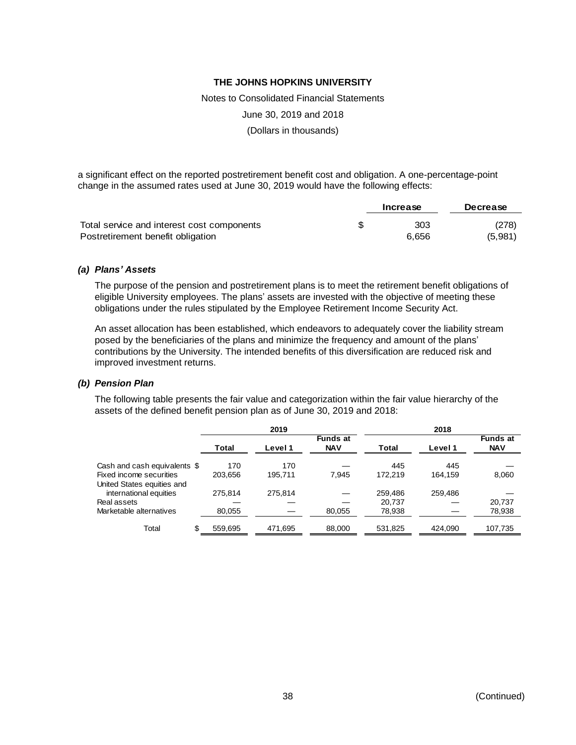a significant effect on the reported postretirement benefit cost and obligation. A one-percentage-point change in the assumed rates used at June 30, 2019 would have the following effects:

| | Increase | Decrease |
|---|---|---|
| Total service and interest cost components | $ 303 | (278) |
| Postretirement benefit obligation | 6,656 | (5,981) |

### *(a) Plans' Assets*

The purpose of the pension and postretirement plans is to meet the retirement benefit obligations of eligible University employees. The plans' assets are invested with the objective of meeting these obligations under the rules stipulated by the Employee Retirement Income Security Act.

An asset allocation has been established, which endeavors to adequately cover the liability stream posed by the beneficiaries of the plans and minimize the frequency and amount of the plans' contributions by the University. The intended benefits of this diversification are reduced risk and improved investment returns.

### *(b) Pension Plan*

The following table presents the fair value and categorization within the fair value hierarchy of the assets of the defined benefit pension plan as of June 30, 2019 and 2018:

| | 2019 | | | 2018 | | |
|---|---|---|---|---|---|---|
| | Total | Level 1 | Funds at NAV | Total | Level 1 | Funds at NAV |
| Cash and cash equivalents | $ 170 | 170 | — | 445 | 445 | — |
| Fixed income securities | 203,656 | 195,711 | 7,945 | 172,219 | 164,159 | 8,060 |
| United States equities and international equities | 275,814 | 275,814 | — | 259,486 | 259,486 | — |
| Real assets | — | — | — | 20,737 | — | 20,737 |
| Marketable alternatives | 80,055 | — | 80,055 | 78,938 | — | 78,938 |
| Total | $ 559,695 | 471,695 | 88,000 | 531,825 | 424,090 | 107,735 |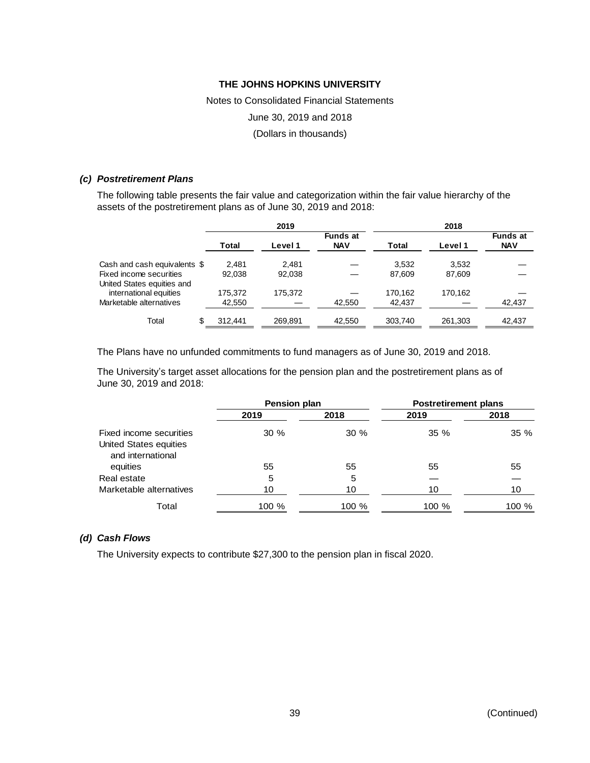THE JOHNS HOPKINS UNIVERSITY

Notes to Consolidated Financial Statements

June 30, 2019 and 2018

(Dollars in thousands)

### *(c) Postretirement Plans*

The following table presents the fair value and categorization within the fair value hierarchy of the assets of the postretirement plans as of June 30, 2019 and 2018:

| | 2019 | | | 2018 | | |
|---|---|---|---|---|---|---|
| | Total | Level 1 | Funds at NAV | Total | Level 1 | Funds at NAV |
| Cash and cash equivalents | $ 2,481 | 2,481 | — | 3,532 | 3,532 | — |
| Fixed income securities | 92,038 | 92,038 | — | 87,609 | 87,609 | — |
| United States equities and international equities | 175,372 | 175,372 | — | 170,162 | 170,162 | — |
| Marketable alternatives | 42,550 | — | 42,550 | 42,437 | — | 42,437 |
| Total | $ 312,441 | 269,891 | 42,550 | 303,740 | 261,303 | 42,437 |

The Plans have no unfunded commitments to fund managers as of June 30, 2019 and 2018.

The University's target asset allocations for the pension plan and the postretirement plans as of June 30, 2019 and 2018:

| | Pension plan | | Postretirement plans | |
|---|---|---|---|---|
| | 2019 | 2018 | 2019 | 2018 |
| Fixed income securities | 30 % | 30 % | 35 % | 35 % |
| United States equities and international equities | 55 | 55 | 55 | 55 |
| Real estate | 5 | 5 | — | — |
| Marketable alternatives | 10 | 10 | 10 | 10 |
| Total | 100 % | 100 % | 100 % | 100 % |

### *(d) Cash Flows*

The University expects to contribute $27,300 to the pension plan in fiscal 2020.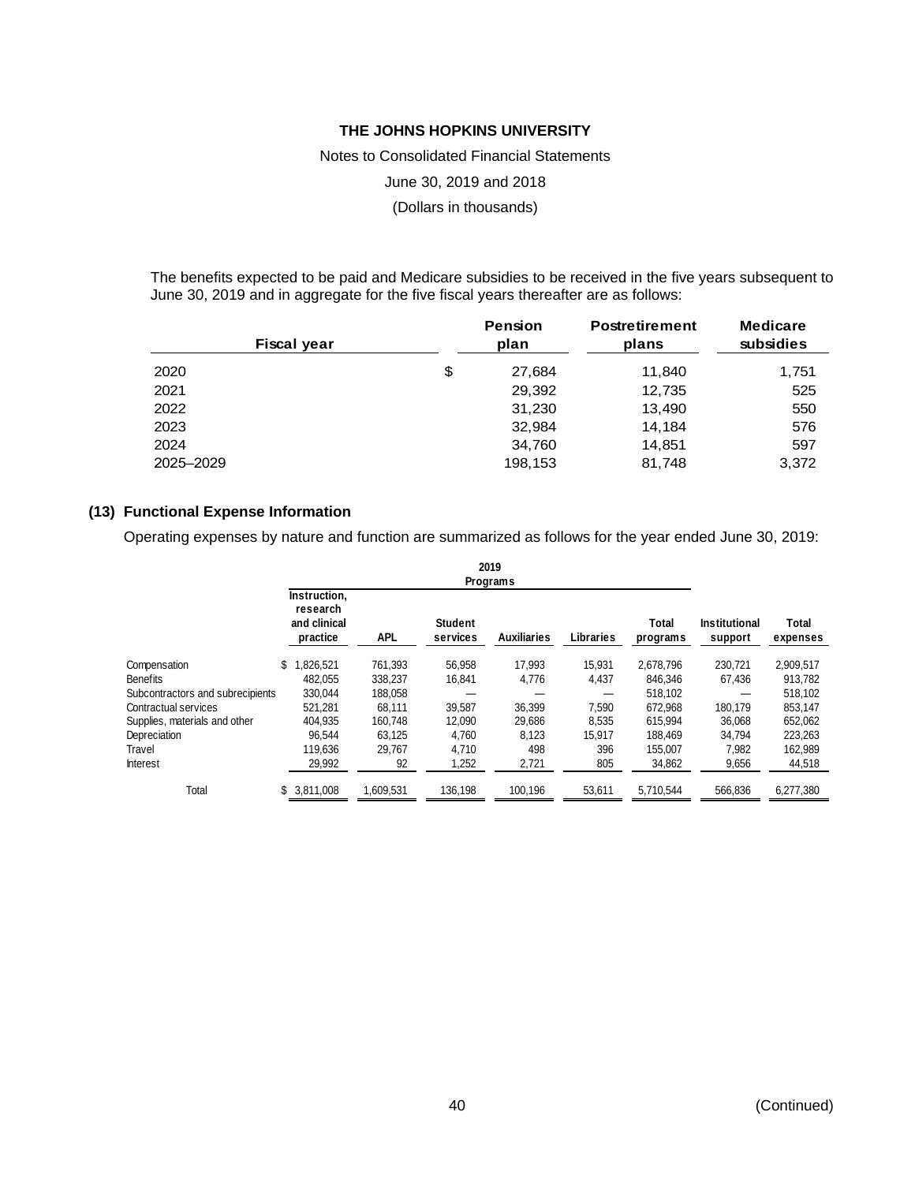The benefits expected to be paid and Medicare subsidies to be received in the five years subsequent to June 30, 2019 and in aggregate for the five fiscal years thereafter are as follows:

| Fiscal year | Pension plan | Postretirement plans | Medicare subsidies |
|---|---|---|---|
| 2020 | $ 27,684 | 11,840 | 1,751 |
| 2021 | 29,392 | 12,735 | 525 |
| 2022 | 31,230 | 13,490 | 550 |
| 2023 | 32,984 | 14,184 | 576 |
| 2024 | 34,760 | 14,851 | 597 |
| 2025–2029 | 198,153 | 81,748 | 3,372 |

## (13) Functional Expense Information

Operating expenses by nature and function are summarized as follows for the year ended June 30, 2019:

| | 2019 Programs | | | | | | | |
|---|---|---|---|---|---|---|---|---|
| | Instruction, research and clinical practice | APL | Student services | Auxiliaries | Libraries | Total programs | Institutional support | Total expenses |
| Compensation | $ 1,826,521 | 761,393 | 56,958 | 17,993 | 15,931 | 2,678,796 | 230,721 | 2,909,517 |
| Benefits | 482,055 | 338,237 | 16,841 | 4,776 | 4,437 | 846,346 | 67,436 | 913,782 |
| Subcontractors and subrecipients | 330,044 | 188,058 | — | — | — | 518,102 | — | 518,102 |
| Contractual services | 521,281 | 68,111 | 39,587 | 36,399 | 7,590 | 672,968 | 180,179 | 853,147 |
| Supplies, materials and other | 404,935 | 160,748 | 12,090 | 29,686 | 8,535 | 615,994 | 36,068 | 652,062 |
| Depreciation | 96,544 | 63,125 | 4,760 | 8,123 | 15,917 | 188,469 | 34,794 | 223,263 |
| Travel | 119,636 | 29,767 | 4,710 | 498 | 396 | 155,007 | 7,982 | 162,989 |
| Interest | 29,992 | 92 | 1,252 | 2,721 | 805 | 34,862 | 9,656 | 44,518 |
| Total | $ 3,811,008 | 1,609,531 | 136,198 | 100,196 | 53,611 | 5,710,544 | 566,836 | 6,277,380 |

(Continued)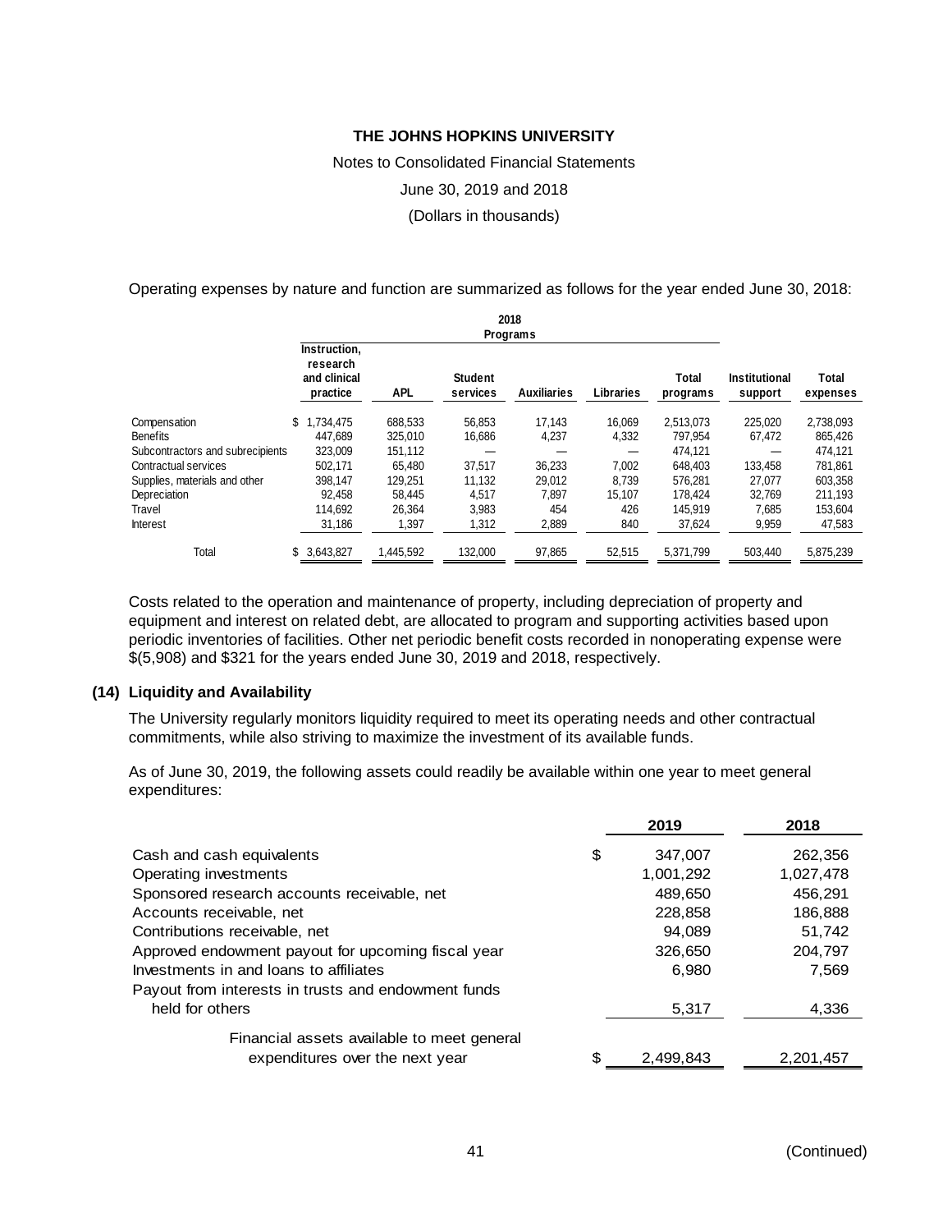THE JOHNS HOPKINS UNIVERSITY

Notes to Consolidated Financial Statements

June 30, 2019 and 2018

(Dollars in thousands)

Operating expenses by nature and function are summarized as follows for the year ended June 30, 2018:

| | 2018 | | | | | | | |
|---|---|---|---|---|---|---|---|---|
| | Programs | | | | | | | |
| | Instruction, research and clinical practice | APL | Student services | Auxiliaries | Libraries | Total programs | Institutional support | Total expenses |
| Compensation | $ 1,734,475 | 688,533 | 56,853 | 17,143 | 16,069 | 2,513,073 | 225,020 | 2,738,093 |
| Benefits | 447,689 | 325,010 | 16,686 | 4,237 | 4,332 | 797,954 | 67,472 | 865,426 |
| Subcontractors and subrecipients | 323,009 | 151,112 | — | — | — | 474,121 | — | 474,121 |
| Contractual services | 502,171 | 65,480 | 37,517 | 36,233 | 7,002 | 648,403 | 133,458 | 781,861 |
| Supplies, materials and other | 398,147 | 129,251 | 11,132 | 29,012 | 8,739 | 576,281 | 27,077 | 603,358 |
| Depreciation | 92,458 | 58,445 | 4,517 | 7,897 | 15,107 | 178,424 | 32,769 | 211,193 |
| Travel | 114,692 | 26,364 | 3,983 | 454 | 426 | 145,919 | 7,685 | 153,604 |
| Interest | 31,186 | 1,397 | 1,312 | 2,889 | 840 | 37,624 | 9,959 | 47,583 |
| Total | $ 3,643,827 | 1,445,592 | 132,000 | 97,865 | 52,515 | 5,371,799 | 503,440 | 5,875,239 |

Costs related to the operation and maintenance of property, including depreciation of property and equipment and interest on related debt, are allocated to program and supporting activities based upon periodic inventories of facilities. Other net periodic benefit costs recorded in nonoperating expense were $(5,908) and $321 for the years ended June 30, 2019 and 2018, respectively.

## (14) Liquidity and Availability

The University regularly monitors liquidity required to meet its operating needs and other contractual commitments, while also striving to maximize the investment of its available funds.

As of June 30, 2019, the following assets could readily be available within one year to meet general expenditures:

| | 2019 | 2018 |
|---|---|---|
| Cash and cash equivalents | $ 347,007 | 262,356 |
| Operating investments | 1,001,292 | 1,027,478 |
| Sponsored research accounts receivable, net | 489,650 | 456,291 |
| Accounts receivable, net | 228,858 | 186,888 |
| Contributions receivable, net | 94,089 | 51,742 |
| Approved endowment payout for upcoming fiscal year | 326,650 | 204,797 |
| Investments in and loans to affiliates | 6,980 | 7,569 |
| Payout from interests in trusts and endowment funds held for others | 5,317 | 4,336 |
| Financial assets available to meet general expenditures over the next year | $ 2,499,843 | 2,201,457 |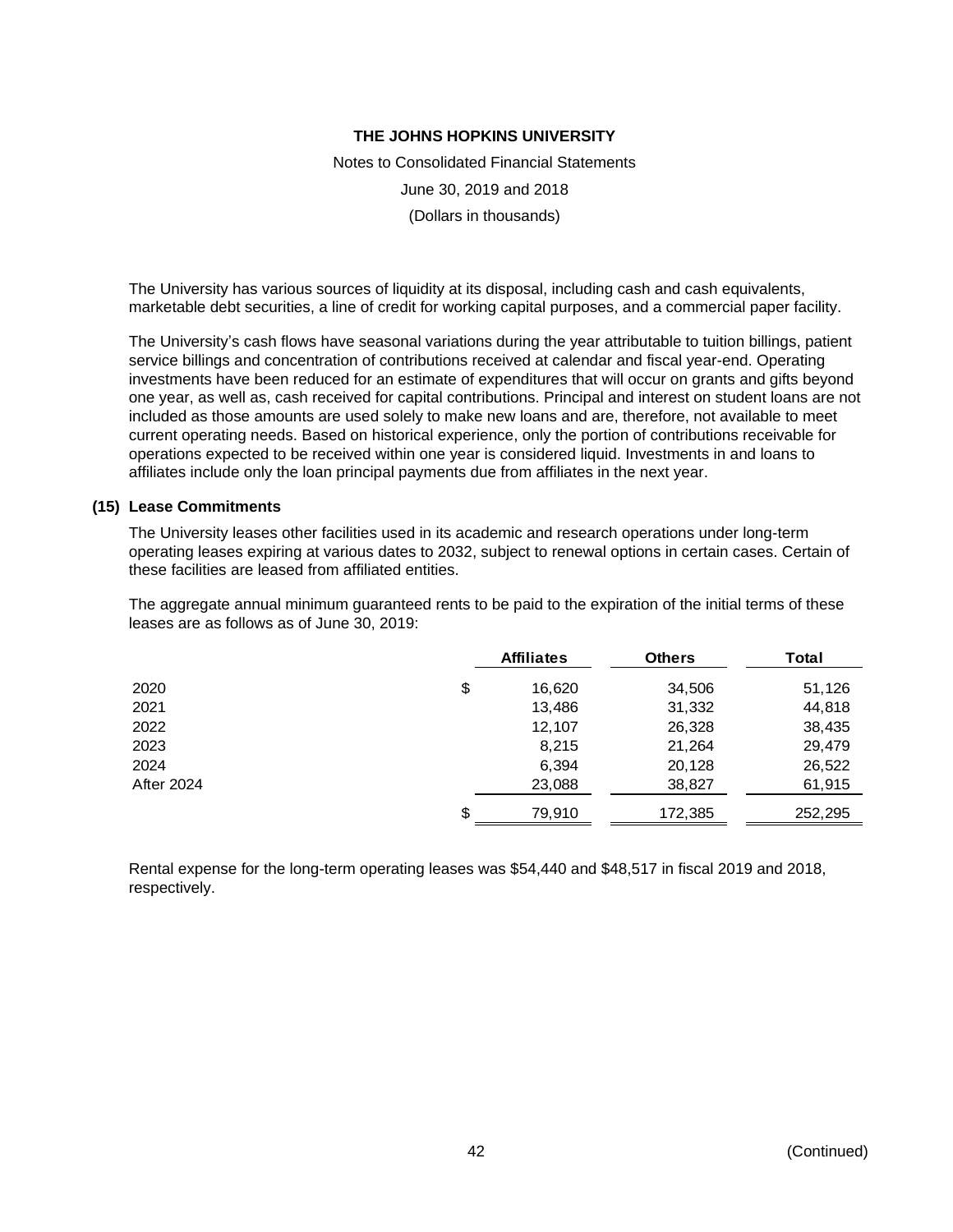The University has various sources of liquidity at its disposal, including cash and cash equivalents, marketable debt securities, a line of credit for working capital purposes, and a commercial paper facility.

The University's cash flows have seasonal variations during the year attributable to tuition billings, patient service billings and concentration of contributions received at calendar and fiscal year-end. Operating investments have been reduced for an estimate of expenditures that will occur on grants and gifts beyond one year, as well as, cash received for capital contributions. Principal and interest on student loans are not included as those amounts are used solely to make new loans and are, therefore, not available to meet current operating needs. Based on historical experience, only the portion of contributions receivable for operations expected to be received within one year is considered liquid. Investments in and loans to affiliates include only the loan principal payments due from affiliates in the next year.

## (15) Lease Commitments

The University leases other facilities used in its academic and research operations under long-term operating leases expiring at various dates to 2032, subject to renewal options in certain cases. Certain of these facilities are leased from affiliated entities.

The aggregate annual minimum guaranteed rents to be paid to the expiration of the initial terms of these leases are as follows as of June 30, 2019:

| | Affiliates | Others | Total |
|---|---|---|---|
| 2020 | $ 16,620 | 34,506 | 51,126 |
| 2021 | 13,486 | 31,332 | 44,818 |
| 2022 | 12,107 | 26,328 | 38,435 |
| 2023 | 8,215 | 21,264 | 29,479 |
| 2024 | 6,394 | 20,128 | 26,522 |
| After 2024 | 23,088 | 38,827 | 61,915 |
| | $ 79,910 | 172,385 | 252,295 |

Rental expense for the long-term operating leases was $54,440 and $48,517 in fiscal 2019 and 2018, respectively.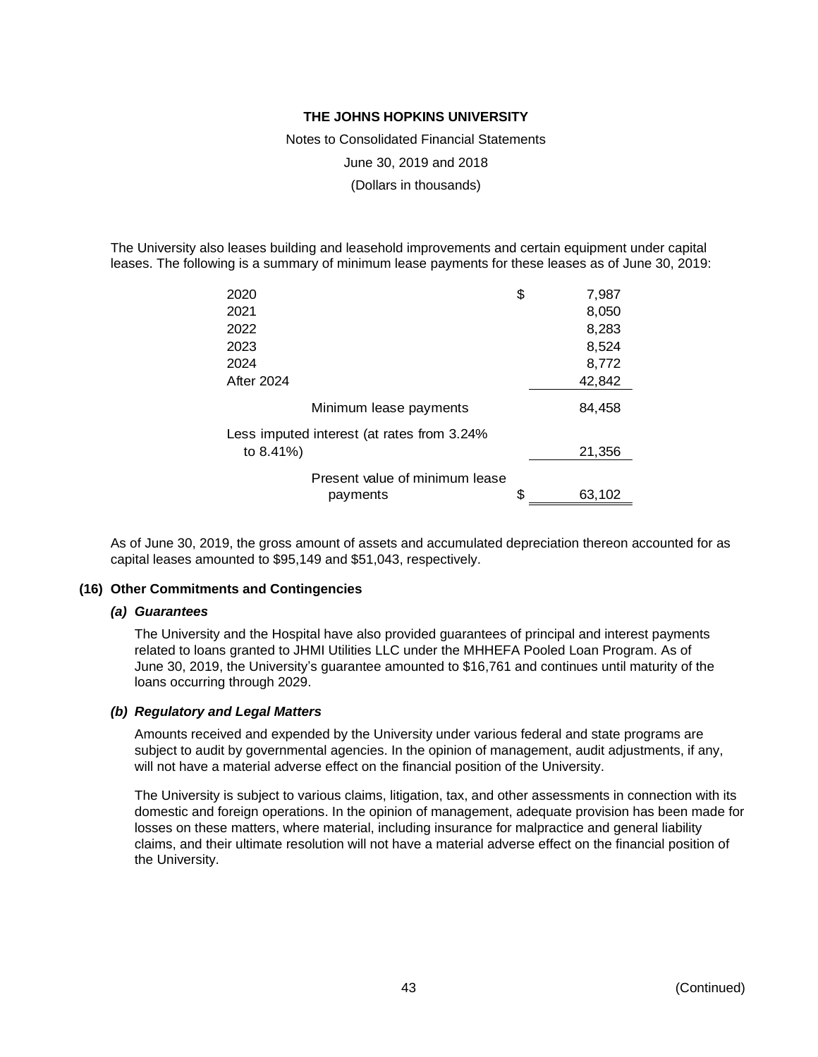**THE JOHNS HOPKINS UNIVERSITY**

Notes to Consolidated Financial Statements

June 30, 2019 and 2018

(Dollars in thousands)

The University also leases building and leasehold improvements and certain equipment under capital leases. The following is a summary of minimum lease payments for these leases as of June 30, 2019:

| | | |
|---|---|---|
| 2020 | $ | 7,987 |
| 2021 | | 8,050 |
| 2022 | | 8,283 |
| 2023 | | 8,524 |
| 2024 | | 8,772 |
| After 2024 | | 42,842 |
| Minimum lease payments | | 84,458 |
| Less imputed interest (at rates from 3.24% to 8.41%) | | 21,356 |
| Present value of minimum lease payments | $ | 63,102 |

As of June 30, 2019, the gross amount of assets and accumulated depreciation thereon accounted for as capital leases amounted to $95,149 and $51,043, respectively.

## (16) Other Commitments and Contingencies

### *(a) Guarantees*

The University and the Hospital have also provided guarantees of principal and interest payments related to loans granted to JHMI Utilities LLC under the MHHEFA Pooled Loan Program. As of June 30, 2019, the University's guarantee amounted to $16,761 and continues until maturity of the loans occurring through 2029.

### *(b) Regulatory and Legal Matters*

Amounts received and expended by the University under various federal and state programs are subject to audit by governmental agencies. In the opinion of management, audit adjustments, if any, will not have a material adverse effect on the financial position of the University.

The University is subject to various claims, litigation, tax, and other assessments in connection with its domestic and foreign operations. In the opinion of management, adequate provision has been made for losses on these matters, where material, including insurance for malpractice and general liability claims, and their ultimate resolution will not have a material adverse effect on the financial position of the University.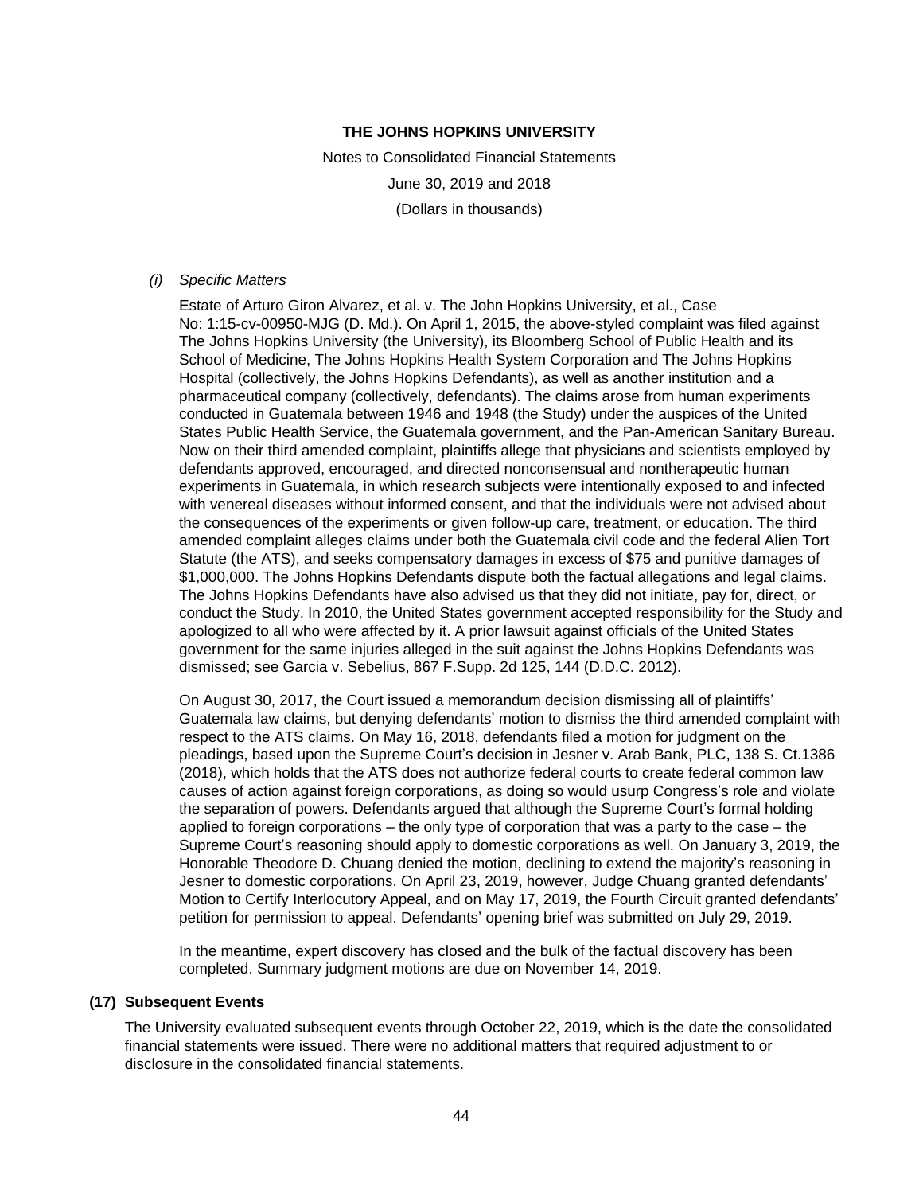*(i) Specific Matters*

Estate of Arturo Giron Alvarez, et al. v. The John Hopkins University, et al., Case No: 1:15-cv-00950-MJG (D. Md.). On April 1, 2015, the above-styled complaint was filed against The Johns Hopkins University (the University), its Bloomberg School of Public Health and its School of Medicine, The Johns Hopkins Health System Corporation and The Johns Hopkins Hospital (collectively, the Johns Hopkins Defendants), as well as another institution and a pharmaceutical company (collectively, defendants). The claims arose from human experiments conducted in Guatemala between 1946 and 1948 (the Study) under the auspices of the United States Public Health Service, the Guatemala government, and the Pan-American Sanitary Bureau. Now on their third amended complaint, plaintiffs allege that physicians and scientists employed by defendants approved, encouraged, and directed nonconsensual and nontherapeutic human experiments in Guatemala, in which research subjects were intentionally exposed to and infected with venereal diseases without informed consent, and that the individuals were not advised about the consequences of the experiments or given follow-up care, treatment, or education. The third amended complaint alleges claims under both the Guatemala civil code and the federal Alien Tort Statute (the ATS), and seeks compensatory damages in excess of $75 and punitive damages of $1,000,000. The Johns Hopkins Defendants dispute both the factual allegations and legal claims. The Johns Hopkins Defendants have also advised us that they did not initiate, pay for, direct, or conduct the Study. In 2010, the United States government accepted responsibility for the Study and apologized to all who were affected by it. A prior lawsuit against officials of the United States government for the same injuries alleged in the suit against the Johns Hopkins Defendants was dismissed; see Garcia v. Sebelius, 867 F.Supp. 2d 125, 144 (D.D.C. 2012).

On August 30, 2017, the Court issued a memorandum decision dismissing all of plaintiffs' Guatemala law claims, but denying defendants' motion to dismiss the third amended complaint with respect to the ATS claims. On May 16, 2018, defendants filed a motion for judgment on the pleadings, based upon the Supreme Court's decision in Jesner v. Arab Bank, PLC, 138 S. Ct.1386 (2018), which holds that the ATS does not authorize federal courts to create federal common law causes of action against foreign corporations, as doing so would usurp Congress's role and violate the separation of powers. Defendants argued that although the Supreme Court's formal holding applied to foreign corporations – the only type of corporation that was a party to the case – the Supreme Court's reasoning should apply to domestic corporations as well. On January 3, 2019, the Honorable Theodore D. Chuang denied the motion, declining to extend the majority's reasoning in Jesner to domestic corporations. On April 23, 2019, however, Judge Chuang granted defendants' Motion to Certify Interlocutory Appeal, and on May 17, 2019, the Fourth Circuit granted defendants' petition for permission to appeal. Defendants' opening brief was submitted on July 29, 2019.

In the meantime, expert discovery has closed and the bulk of the factual discovery has been completed. Summary judgment motions are due on November 14, 2019.

## (17) Subsequent Events

The University evaluated subsequent events through October 22, 2019, which is the date the consolidated financial statements were issued. There were no additional matters that required adjustment to or disclosure in the consolidated financial statements.